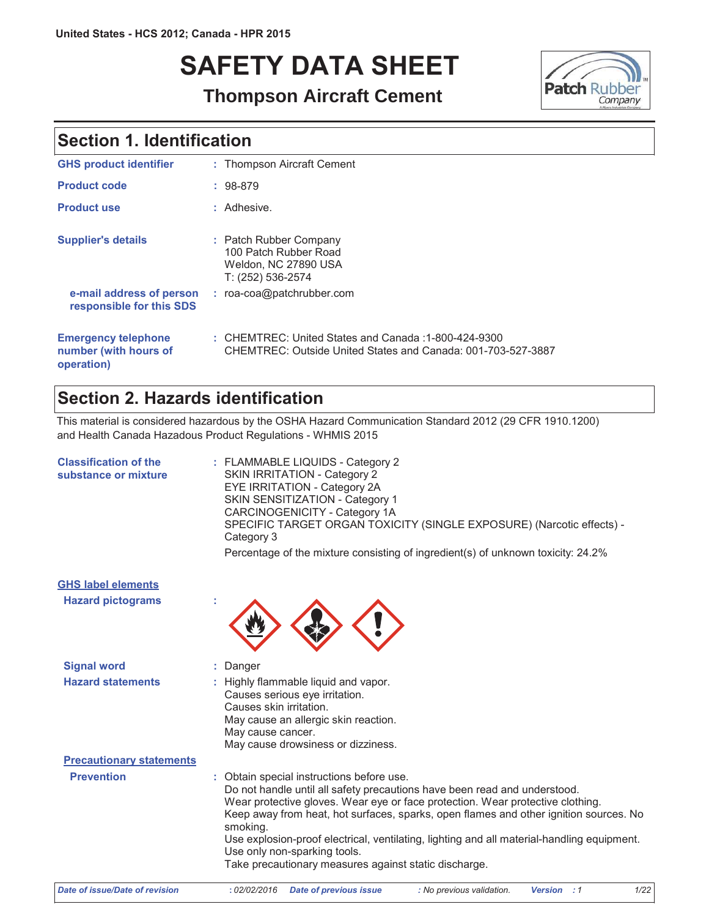United States - HCS 2012; Canada - HPR 2015

# SAFETY DATA SHEET

## Thompson Aircraft Cement

## Section 1. Identification

| | |
|---|---|
| **GHS product identifier** | : Thompson Aircraft Cement |
| **Product code** | : 98-879 |
| **Product use** | : Adhesive. |
| **Supplier's details** | : Patch Rubber Company<br>100 Patch Rubber Road<br>Weldon, NC 27890 USA<br>T: (252) 536-2574 |
| **e-mail address of person responsible for this SDS** | : roa-coa@patchrubber.com |
| **Emergency telephone number (with hours of operation)** | : CHEMTREC: United States and Canada :1-800-424-9300<br>CHEMTREC: Outside United States and Canada: 001-703-527-3887 |

## Section 2. Hazards identification

This material is considered hazardous by the OSHA Hazard Communication Standard 2012 (29 CFR 1910.1200) and Health Canada Hazadous Product Regulations - WHMIS 2015

**Classification of the substance or mixture** :
FLAMMABLE LIQUIDS - Category 2
SKIN IRRITATION - Category 2
EYE IRRITATION - Category 2A
SKIN SENSITIZATION - Category 1
CARCINOGENICITY - Category 1A
SPECIFIC TARGET ORGAN TOXICITY (SINGLE EXPOSURE) (Narcotic effects) - Category 3

Percentage of the mixture consisting of ingredient(s) of unknown toxicity: 24.2%

### GHS label elements

**Hazard pictograms** :

**Signal word** : Danger

**Hazard statements** :
Highly flammable liquid and vapor.
Causes serious eye irritation.
Causes skin irritation.
May cause an allergic skin reaction.
May cause cancer.
May cause drowsiness or dizziness.

### Precautionary statements

**Prevention** :
Obtain special instructions before use.
Do not handle until all safety precautions have been read and understood.
Wear protective gloves. Wear eye or face protection. Wear protective clothing.
Keep away from heat, hot surfaces, sparks, open flames and other ignition sources. No smoking.
Use explosion-proof electrical, ventilating, lighting and all material-handling equipment.
Use only non-sparking tools.
Take precautionary measures against static discharge.

*Date of issue/Date of revision* : 02/02/2016 *Date of previous issue* : No previous validation. *Version* : 1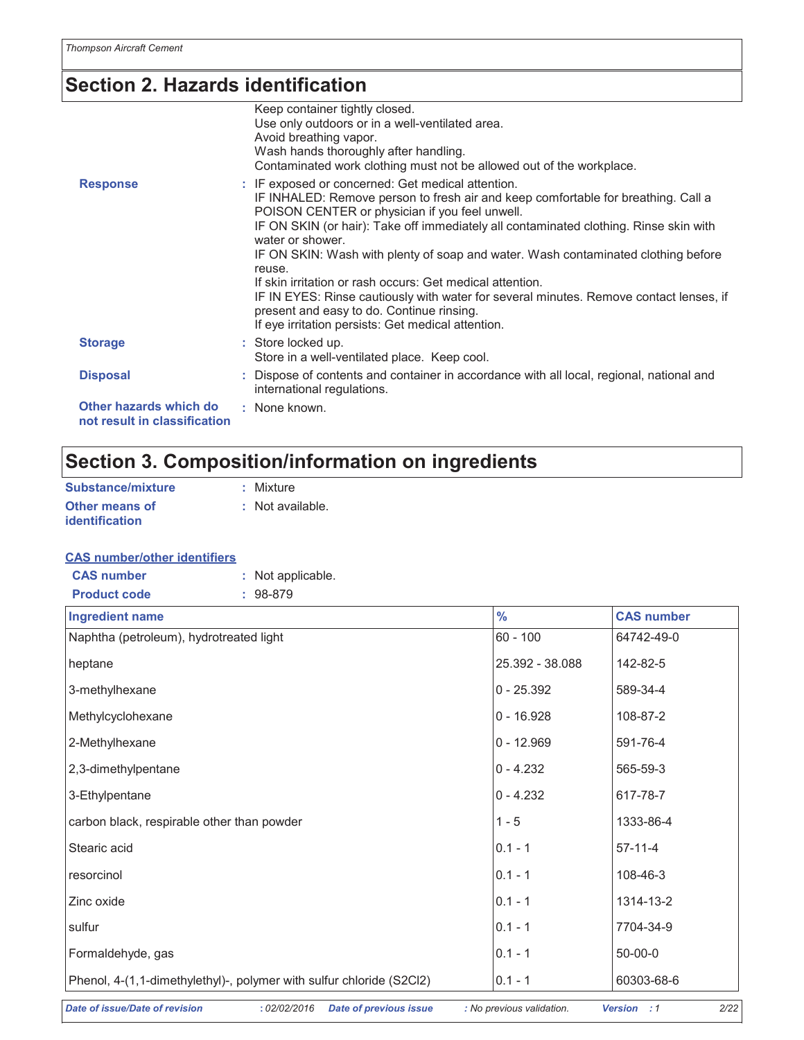## Section 2. Hazards identification

Keep container tightly closed.
Use only outdoors or in a well-ventilated area.
Avoid breathing vapor.
Wash hands thoroughly after handling.
Contaminated work clothing must not be allowed out of the workplace.

**Response** : IF exposed or concerned: Get medical attention.
IF INHALED: Remove person to fresh air and keep comfortable for breathing. Call a POISON CENTER or physician if you feel unwell.
IF ON SKIN (or hair): Take off immediately all contaminated clothing. Rinse skin with water or shower.
IF ON SKIN: Wash with plenty of soap and water. Wash contaminated clothing before reuse.
If skin irritation or rash occurs: Get medical attention.
IF IN EYES: Rinse cautiously with water for several minutes. Remove contact lenses, if present and easy to do. Continue rinsing.
If eye irritation persists: Get medical attention.

**Storage** : Store locked up.
Store in a well-ventilated place. Keep cool.

**Disposal** : Dispose of contents and container in accordance with all local, regional, national and international regulations.

**Other hazards which do not result in classification** : None known.

## Section 3. Composition/information on ingredients

**Substance/mixture** : Mixture

**Other means of identification** : Not available.

**CAS number/other identifiers**

**CAS number** : Not applicable.

**Product code** : 98-879

| Ingredient name | % | CAS number |
|---|---|---|
| Naphtha (petroleum), hydrotreated light | 60 - 100 | 64742-49-0 |
| heptane | 25.392 - 38.088 | 142-82-5 |
| 3-methylhexane | 0 - 25.392 | 589-34-4 |
| Methylcyclohexane | 0 - 16.928 | 108-87-2 |
| 2-Methylhexane | 0 - 12.969 | 591-76-4 |
| 2,3-dimethylpentane | 0 - 4.232 | 565-59-3 |
| 3-Ethylpentane | 0 - 4.232 | 617-78-7 |
| carbon black, respirable other than powder | 1 - 5 | 1333-86-4 |
| Stearic acid | 0.1 - 1 | 57-11-4 |
| resorcinol | 0.1 - 1 | 108-46-3 |
| Zinc oxide | 0.1 - 1 | 1314-13-2 |
| sulfur | 0.1 - 1 | 7704-34-9 |
| Formaldehyde, gas | 0.1 - 1 | 50-00-0 |
| Phenol, 4-(1,1-dimethylethyl)-, polymer with sulfur chloride ($S_2Cl_2$) | 0.1 - 1 | 60303-68-6 |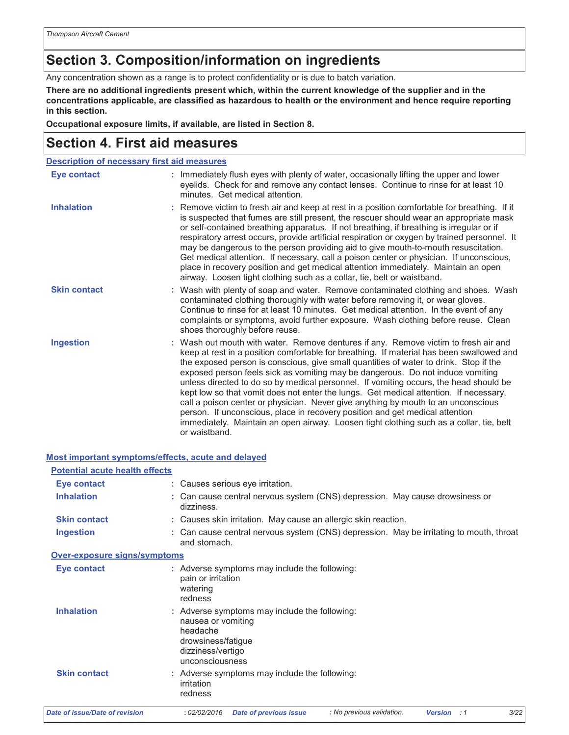## Section 3. Composition/information on ingredients

Any concentration shown as a range is to protect confidentiality or is due to batch variation.

**There are no additional ingredients present which, within the current knowledge of the supplier and in the concentrations applicable, are classified as hazardous to health or the environment and hence require reporting in this section.**

**Occupational exposure limits, if available, are listed in Section 8.**

## Section 4. First aid measures

### Description of necessary first aid measures

**Eye contact** : Immediately flush eyes with plenty of water, occasionally lifting the upper and lower eyelids. Check for and remove any contact lenses. Continue to rinse for at least 10 minutes. Get medical attention.

**Inhalation** : Remove victim to fresh air and keep at rest in a position comfortable for breathing. If it is suspected that fumes are still present, the rescuer should wear an appropriate mask or self-contained breathing apparatus. If not breathing, if breathing is irregular or if respiratory arrest occurs, provide artificial respiration or oxygen by trained personnel. It may be dangerous to the person providing aid to give mouth-to-mouth resuscitation. Get medical attention. If necessary, call a poison center or physician. If unconscious, place in recovery position and get medical attention immediately. Maintain an open airway. Loosen tight clothing such as a collar, tie, belt or waistband.

**Skin contact** : Wash with plenty of soap and water. Remove contaminated clothing and shoes. Wash contaminated clothing thoroughly with water before removing it, or wear gloves. Continue to rinse for at least 10 minutes. Get medical attention. In the event of any complaints or symptoms, avoid further exposure. Wash clothing before reuse. Clean shoes thoroughly before reuse.

**Ingestion** : Wash out mouth with water. Remove dentures if any. Remove victim to fresh air and keep at rest in a position comfortable for breathing. If material has been swallowed and the exposed person is conscious, give small quantities of water to drink. Stop if the exposed person feels sick as vomiting may be dangerous. Do not induce vomiting unless directed to do so by medical personnel. If vomiting occurs, the head should be kept low so that vomit does not enter the lungs. Get medical attention. If necessary, call a poison center or physician. Never give anything by mouth to an unconscious person. If unconscious, place in recovery position and get medical attention immediately. Maintain an open airway. Loosen tight clothing such as a collar, tie, belt or waistband.

### Most important symptoms/effects, acute and delayed

#### Potential acute health effects

**Eye contact** : Causes serious eye irritation.

**Inhalation** : Can cause central nervous system (CNS) depression. May cause drowsiness or dizziness.

**Skin contact** : Causes skin irritation. May cause an allergic skin reaction.

**Ingestion** : Can cause central nervous system (CNS) depression. May be irritating to mouth, throat and stomach.

#### Over-exposure signs/symptoms

**Eye contact** : Adverse symptoms may include the following:
pain or irritation
watering
redness

**Inhalation** : Adverse symptoms may include the following:
nausea or vomiting
headache
drowsiness/fatigue
dizziness/vertigo
unconsciousness

**Skin contact** : Adverse symptoms may include the following:
irritation
redness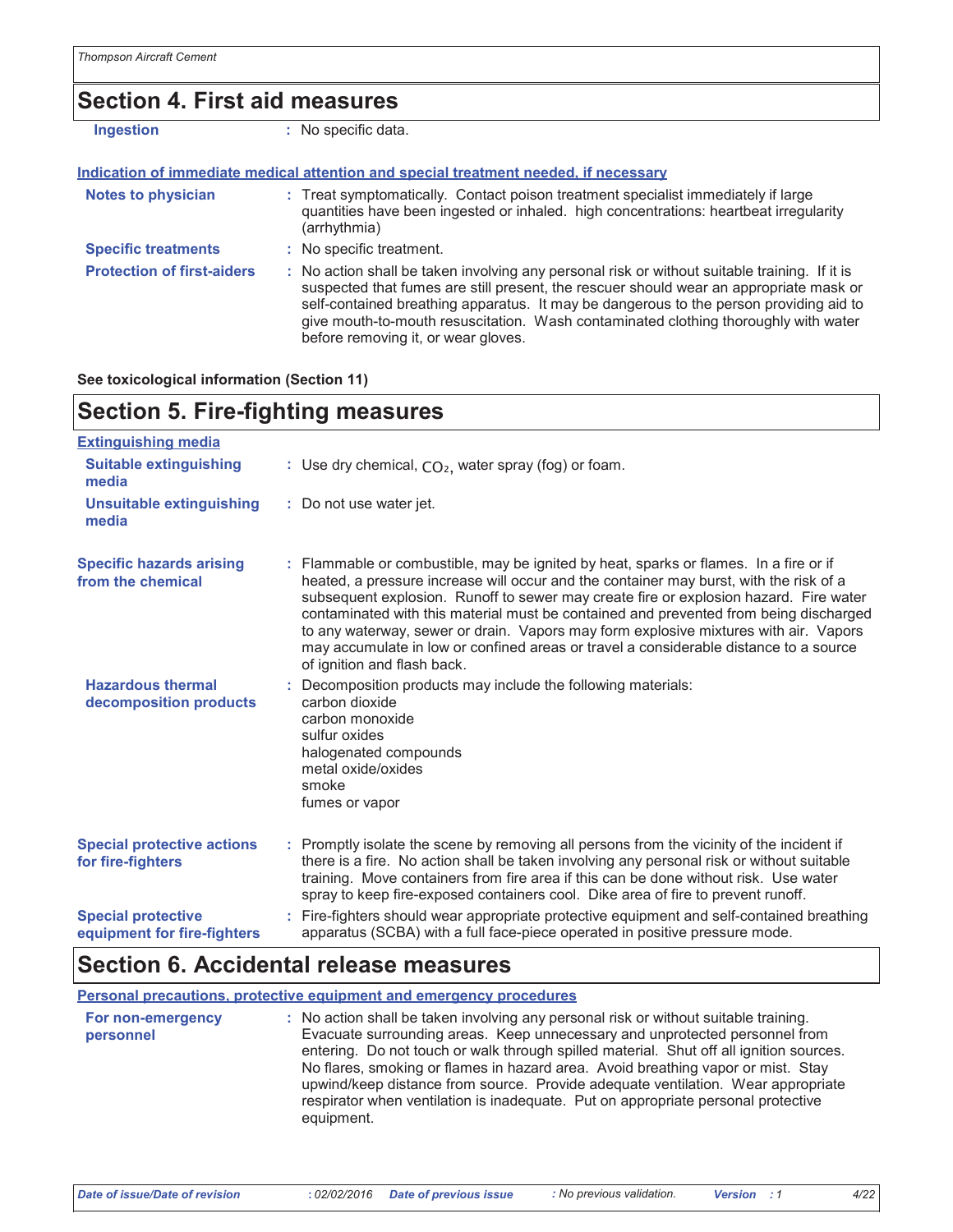## Section 4. First aid measures

| | |
|---|---|
| **Ingestion** | : No specific data. |

**Indication of immediate medical attention and special treatment needed, if necessary**

| | |
|---|---|
| **Notes to physician** | : Treat symptomatically. Contact poison treatment specialist immediately if large quantities have been ingested or inhaled. high concentrations: heartbeat irregularity (arrhythmia) |
| **Specific treatments** | : No specific treatment. |
| **Protection of first-aiders** | : No action shall be taken involving any personal risk or without suitable training. If it is suspected that fumes are still present, the rescuer should wear an appropriate mask or self-contained breathing apparatus. It may be dangerous to the person providing aid to give mouth-to-mouth resuscitation. Wash contaminated clothing thoroughly with water before removing it, or wear gloves. |

**See toxicological information (Section 11)**

## Section 5. Fire-fighting measures

**Extinguishing media**

| | |
|---|---|
| **Suitable extinguishing media** | : Use dry chemical, $CO_2$, water spray (fog) or foam. |
| **Unsuitable extinguishing media** | : Do not use water jet. |
| **Specific hazards arising from the chemical** | : Flammable or combustible, may be ignited by heat, sparks or flames. In a fire or if heated, a pressure increase will occur and the container may burst, with the risk of a subsequent explosion. Runoff to sewer may create fire or explosion hazard. Fire water contaminated with this material must be contained and prevented from being discharged to any waterway, sewer or drain. Vapors may form explosive mixtures with air. Vapors may accumulate in low or confined areas or travel a considerable distance to a source of ignition and flash back. |
| **Hazardous thermal decomposition products** | : Decomposition products may include the following materials:<br>carbon dioxide<br>carbon monoxide<br>sulfur oxides<br>halogenated compounds<br>metal oxide/oxides<br>smoke<br>fumes or vapor |
| **Special protective actions for fire-fighters** | : Promptly isolate the scene by removing all persons from the vicinity of the incident if there is a fire. No action shall be taken involving any personal risk or without suitable training. Move containers from fire area if this can be done without risk. Use water spray to keep fire-exposed containers cool. Dike area of fire to prevent runoff. |
| **Special protective equipment for fire-fighters** | : Fire-fighters should wear appropriate protective equipment and self-contained breathing apparatus (SCBA) with a full face-piece operated in positive pressure mode. |

## Section 6. Accidental release measures

**Personal precautions, protective equipment and emergency procedures**

| | |
|---|---|
| **For non-emergency personnel** | : No action shall be taken involving any personal risk or without suitable training. Evacuate surrounding areas. Keep unnecessary and unprotected personnel from entering. Do not touch or walk through spilled material. Shut off all ignition sources. No flares, smoking or flames in hazard area. Avoid breathing vapor or mist. Stay upwind/keep distance from source. Provide adequate ventilation. Wear appropriate respirator when ventilation is inadequate. Put on appropriate personal protective equipment. |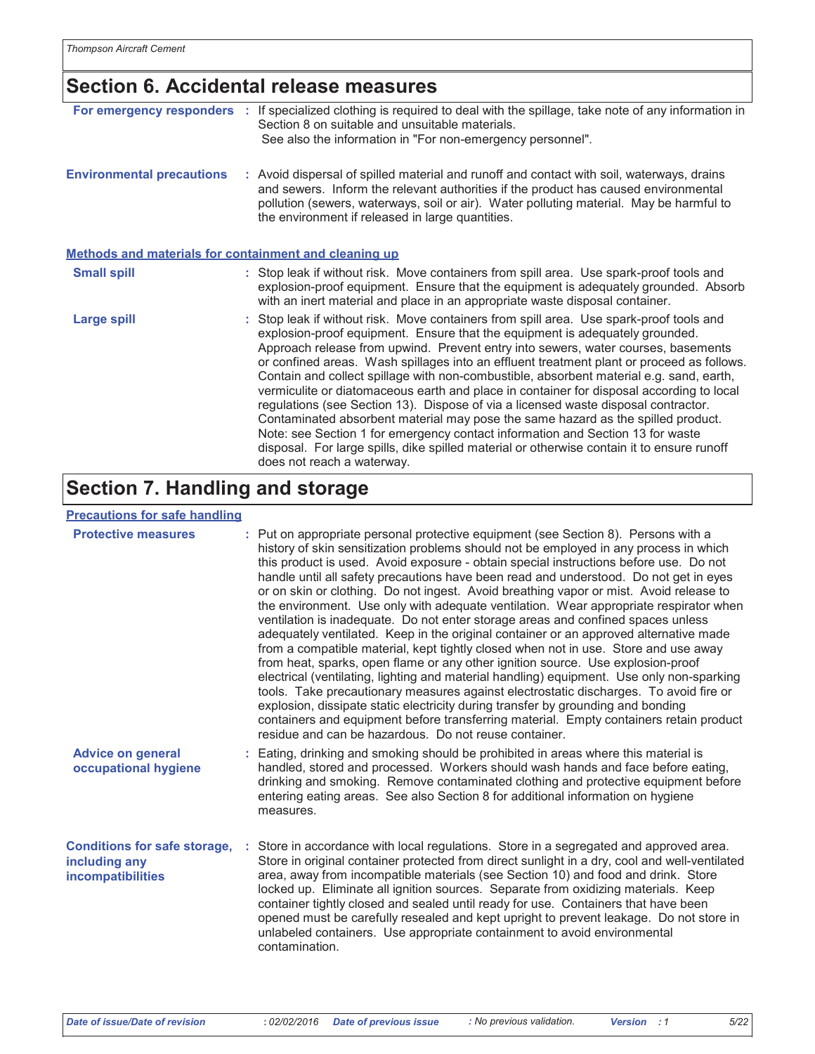## Section 6. Accidental release measures

**For emergency responders** : If specialized clothing is required to deal with the spillage, take note of any information in Section 8 on suitable and unsuitable materials. See also the information in "For non-emergency personnel".

**Environmental precautions** : Avoid dispersal of spilled material and runoff and contact with soil, waterways, drains and sewers. Inform the relevant authorities if the product has caused environmental pollution (sewers, waterways, soil or air). Water polluting material. May be harmful to the environment if released in large quantities.

### Methods and materials for containment and cleaning up

**Small spill** : Stop leak if without risk. Move containers from spill area. Use spark-proof tools and explosion-proof equipment. Ensure that the equipment is adequately grounded. Absorb with an inert material and place in an appropriate waste disposal container.

**Large spill** : Stop leak if without risk. Move containers from spill area. Use spark-proof tools and explosion-proof equipment. Ensure that the equipment is adequately grounded. Approach release from upwind. Prevent entry into sewers, water courses, basements or confined areas. Wash spillages into an effluent treatment plant or proceed as follows. Contain and collect spillage with non-combustible, absorbent material e.g. sand, earth, vermiculite or diatomaceous earth and place in container for disposal according to local regulations (see Section 13). Dispose of via a licensed waste disposal contractor. Contaminated absorbent material may pose the same hazard as the spilled product. Note: see Section 1 for emergency contact information and Section 13 for waste disposal. For large spills, dike spilled material or otherwise contain it to ensure runoff does not reach a waterway.

## Section 7. Handling and storage

### Precautions for safe handling

**Protective measures** : Put on appropriate personal protective equipment (see Section 8). Persons with a history of skin sensitization problems should not be employed in any process in which this product is used. Avoid exposure - obtain special instructions before use. Do not handle until all safety precautions have been read and understood. Do not get in eyes or on skin or clothing. Do not ingest. Avoid breathing vapor or mist. Avoid release to the environment. Use only with adequate ventilation. Wear appropriate respirator when ventilation is inadequate. Do not enter storage areas and confined spaces unless adequately ventilated. Keep in the original container or an approved alternative made from a compatible material, kept tightly closed when not in use. Store and use away from heat, sparks, open flame or any other ignition source. Use explosion-proof electrical (ventilating, lighting and material handling) equipment. Use only non-sparking tools. Take precautionary measures against electrostatic discharges. To avoid fire or explosion, dissipate static electricity during transfer by grounding and bonding containers and equipment before transferring material. Empty containers retain product residue and can be hazardous. Do not reuse container.

**Advice on general occupational hygiene** : Eating, drinking and smoking should be prohibited in areas where this material is handled, stored and processed. Workers should wash hands and face before eating, drinking and smoking. Remove contaminated clothing and protective equipment before entering eating areas. See also Section 8 for additional information on hygiene measures.

**Conditions for safe storage, including any incompatibilities** : Store in accordance with local regulations. Store in a segregated and approved area. Store in original container protected from direct sunlight in a dry, cool and well-ventilated area, away from incompatible materials (see Section 10) and food and drink. Store locked up. Eliminate all ignition sources. Separate from oxidizing materials. Keep container tightly closed and sealed until ready for use. Containers that have been opened must be carefully resealed and kept upright to prevent leakage. Do not store in unlabeled containers. Use appropriate containment to avoid environmental contamination.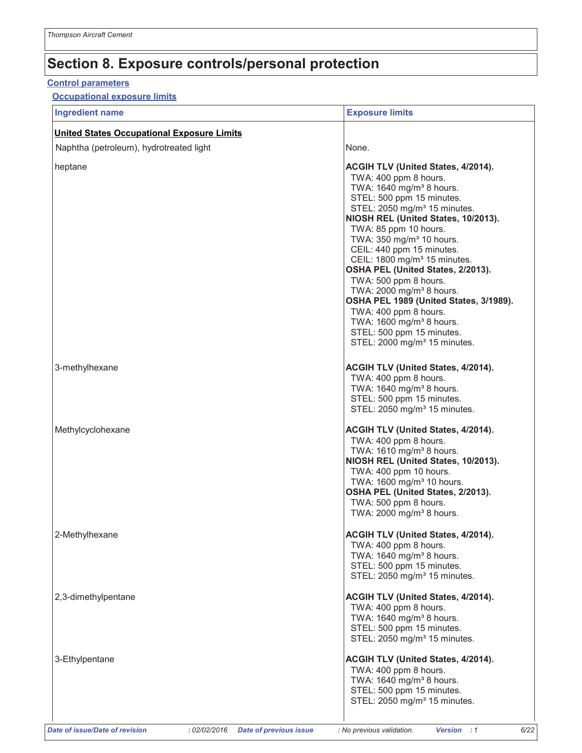# Section 8. Exposure controls/personal protection

**Control parameters**

**Occupational exposure limits**

| Ingredient name | Exposure limits |
|---|---|
| **United States Occupational Exposure Limits** | |
| Naphtha (petroleum), hydrotreated light | None. |
| heptane | **ACGIH TLV (United States, 4/2014).**<br>TWA: 400 ppm 8 hours.<br>TWA: 1640 mg/m³ 8 hours.<br>STEL: 500 ppm 15 minutes.<br>STEL: 2050 mg/m³ 15 minutes.<br>**NIOSH REL (United States, 10/2013).**<br>TWA: 85 ppm 10 hours.<br>TWA: 350 mg/m³ 10 hours.<br>CEIL: 440 ppm 15 minutes.<br>CEIL: 1800 mg/m³ 15 minutes.<br>**OSHA PEL (United States, 2/2013).**<br>TWA: 500 ppm 8 hours.<br>TWA: 2000 mg/m³ 8 hours.<br>**OSHA PEL 1989 (United States, 3/1989).**<br>TWA: 400 ppm 8 hours.<br>TWA: 1600 mg/m³ 8 hours.<br>STEL: 500 ppm 15 minutes.<br>STEL: 2000 mg/m³ 15 minutes. |
| 3-methylhexane | **ACGIH TLV (United States, 4/2014).**<br>TWA: 400 ppm 8 hours.<br>TWA: 1640 mg/m³ 8 hours.<br>STEL: 500 ppm 15 minutes.<br>STEL: 2050 mg/m³ 15 minutes. |
| Methylcyclohexane | **ACGIH TLV (United States, 4/2014).**<br>TWA: 400 ppm 8 hours.<br>TWA: 1610 mg/m³ 8 hours.<br>**NIOSH REL (United States, 10/2013).**<br>TWA: 400 ppm 10 hours.<br>TWA: 1600 mg/m³ 10 hours.<br>**OSHA PEL (United States, 2/2013).**<br>TWA: 500 ppm 8 hours.<br>TWA: 2000 mg/m³ 8 hours. |
| 2-Methylhexane | **ACGIH TLV (United States, 4/2014).**<br>TWA: 400 ppm 8 hours.<br>TWA: 1640 mg/m³ 8 hours.<br>STEL: 500 ppm 15 minutes.<br>STEL: 2050 mg/m³ 15 minutes. |
| 2,3-dimethylpentane | **ACGIH TLV (United States, 4/2014).**<br>TWA: 400 ppm 8 hours.<br>TWA: 1640 mg/m³ 8 hours.<br>STEL: 500 ppm 15 minutes.<br>STEL: 2050 mg/m³ 15 minutes. |
| 3-Ethylpentane | **ACGIH TLV (United States, 4/2014).**<br>TWA: 400 ppm 8 hours.<br>TWA: 1640 mg/m³ 8 hours.<br>STEL: 500 ppm 15 minutes.<br>STEL: 2050 mg/m³ 15 minutes. |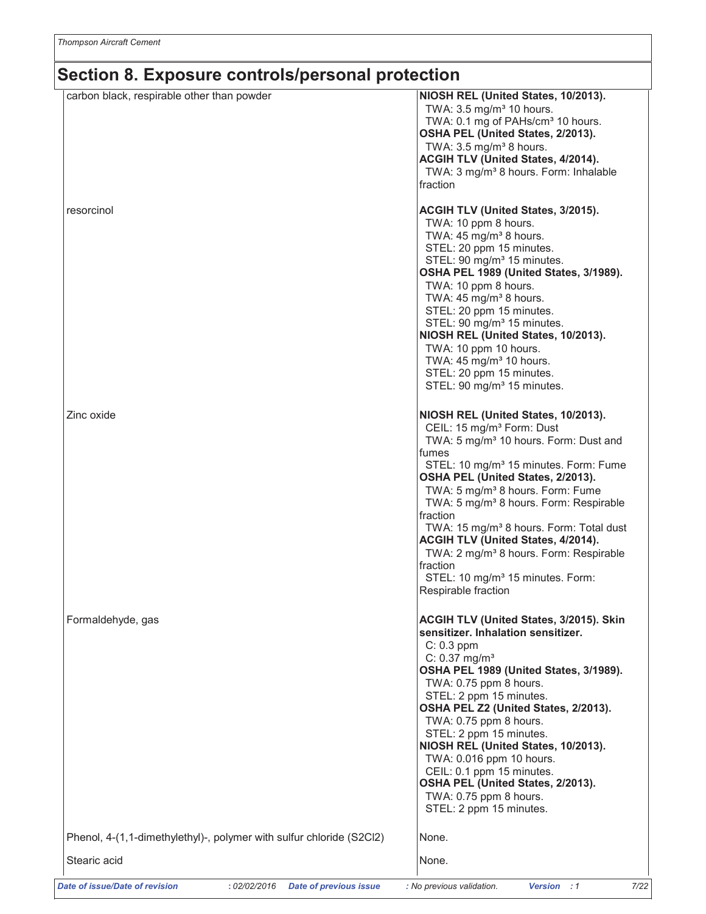## Section 8. Exposure controls/personal protection

| | |
|---|---|
| carbon black, respirable other than powder | **NIOSH REL (United States, 10/2013).**<br>TWA: 3.5 mg/m³ 10 hours.<br>TWA: 0.1 mg of PAHs/cm³ 10 hours.<br>**OSHA PEL (United States, 2/2013).**<br>TWA: 3.5 mg/m³ 8 hours.<br>**ACGIH TLV (United States, 4/2014).**<br>TWA: 3 mg/m³ 8 hours. Form: Inhalable fraction |
| resorcinol | **ACGIH TLV (United States, 3/2015).**<br>TWA: 10 ppm 8 hours.<br>TWA: 45 mg/m³ 8 hours.<br>STEL: 20 ppm 15 minutes.<br>STEL: 90 mg/m³ 15 minutes.<br>**OSHA PEL 1989 (United States, 3/1989).**<br>TWA: 10 ppm 8 hours.<br>TWA: 45 mg/m³ 8 hours.<br>STEL: 20 ppm 15 minutes.<br>STEL: 90 mg/m³ 15 minutes.<br>**NIOSH REL (United States, 10/2013).**<br>TWA: 10 ppm 10 hours.<br>TWA: 45 mg/m³ 10 hours.<br>STEL: 20 ppm 15 minutes.<br>STEL: 90 mg/m³ 15 minutes. |
| Zinc oxide | **NIOSH REL (United States, 10/2013).**<br>CEIL: 15 mg/m³ Form: Dust<br>TWA: 5 mg/m³ 10 hours. Form: Dust and fumes<br>STEL: 10 mg/m³ 15 minutes. Form: Fume<br>**OSHA PEL (United States, 2/2013).**<br>TWA: 5 mg/m³ 8 hours. Form: Fume<br>TWA: 5 mg/m³ 8 hours. Form: Respirable fraction<br>TWA: 15 mg/m³ 8 hours. Form: Total dust<br>**ACGIH TLV (United States, 4/2014).**<br>TWA: 2 mg/m³ 8 hours. Form: Respirable fraction<br>STEL: 10 mg/m³ 15 minutes. Form: Respirable fraction |
| Formaldehyde, gas | **ACGIH TLV (United States, 3/2015). Skin sensitizer. Inhalation sensitizer.**<br>C: 0.3 ppm<br>C: 0.37 mg/m³<br>**OSHA PEL 1989 (United States, 3/1989).**<br>TWA: 0.75 ppm 8 hours.<br>STEL: 2 ppm 15 minutes.<br>**OSHA PEL Z2 (United States, 2/2013).**<br>TWA: 0.75 ppm 8 hours.<br>STEL: 2 ppm 15 minutes.<br>**NIOSH REL (United States, 10/2013).**<br>TWA: 0.016 ppm 10 hours.<br>CEIL: 0.1 ppm 15 minutes.<br>**OSHA PEL (United States, 2/2013).**<br>TWA: 0.75 ppm 8 hours.<br>STEL: 2 ppm 15 minutes. |
| Phenol, 4-(1,1-dimethylethyl)-, polymer with sulfur chloride (S2Cl2) | None. |
| Stearic acid | None. |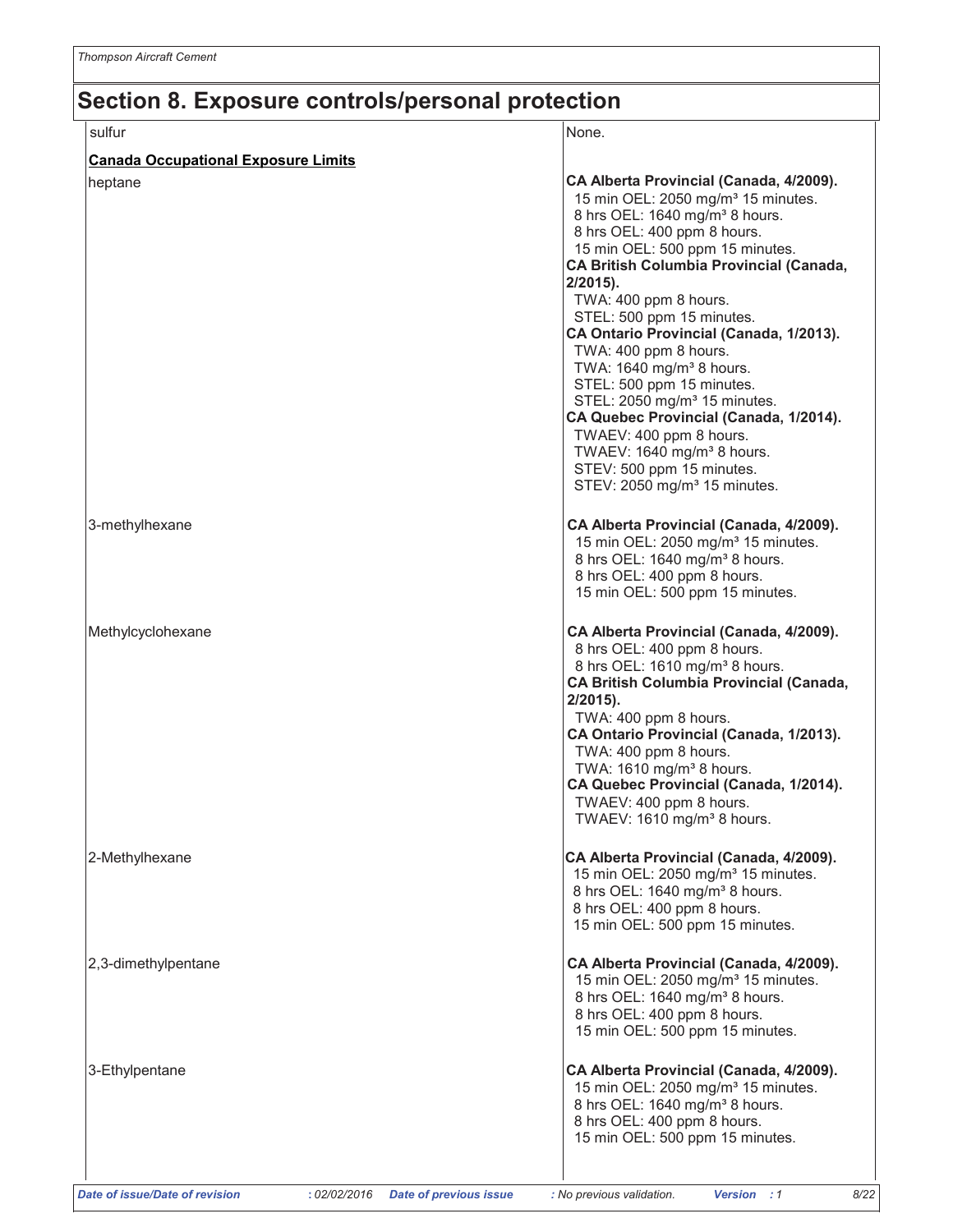## Section 8. Exposure controls/personal protection

| | |
|---|---|
| sulfur | None. |

**Canada Occupational Exposure Limits**

| | |
|---|---|
| heptane | **CA Alberta Provincial (Canada, 4/2009).**<br>15 min OEL: 2050 mg/m³ 15 minutes.<br>8 hrs OEL: 1640 mg/m³ 8 hours.<br>8 hrs OEL: 400 ppm 8 hours.<br>15 min OEL: 500 ppm 15 minutes.<br>**CA British Columbia Provincial (Canada, 2/2015).**<br>TWA: 400 ppm 8 hours.<br>STEL: 500 ppm 15 minutes.<br>**CA Ontario Provincial (Canada, 1/2013).**<br>TWA: 400 ppm 8 hours.<br>TWA: 1640 mg/m³ 8 hours.<br>STEL: 500 ppm 15 minutes.<br>STEL: 2050 mg/m³ 15 minutes.<br>**CA Quebec Provincial (Canada, 1/2014).**<br>TWAEV: 400 ppm 8 hours.<br>TWAEV: 1640 mg/m³ 8 hours.<br>STEV: 500 ppm 15 minutes.<br>STEV: 2050 mg/m³ 15 minutes. |
| 3-methylhexane | **CA Alberta Provincial (Canada, 4/2009).**<br>15 min OEL: 2050 mg/m³ 15 minutes.<br>8 hrs OEL: 1640 mg/m³ 8 hours.<br>8 hrs OEL: 400 ppm 8 hours.<br>15 min OEL: 500 ppm 15 minutes. |
| Methylcyclohexane | **CA Alberta Provincial (Canada, 4/2009).**<br>8 hrs OEL: 400 ppm 8 hours.<br>8 hrs OEL: 1610 mg/m³ 8 hours.<br>**CA British Columbia Provincial (Canada, 2/2015).**<br>TWA: 400 ppm 8 hours.<br>**CA Ontario Provincial (Canada, 1/2013).**<br>TWA: 400 ppm 8 hours.<br>TWA: 1610 mg/m³ 8 hours.<br>**CA Quebec Provincial (Canada, 1/2014).**<br>TWAEV: 400 ppm 8 hours.<br>TWAEV: 1610 mg/m³ 8 hours. |
| 2-Methylhexane | **CA Alberta Provincial (Canada, 4/2009).**<br>15 min OEL: 2050 mg/m³ 15 minutes.<br>8 hrs OEL: 1640 mg/m³ 8 hours.<br>8 hrs OEL: 400 ppm 8 hours.<br>15 min OEL: 500 ppm 15 minutes. |
| 2,3-dimethylpentane | **CA Alberta Provincial (Canada, 4/2009).**<br>15 min OEL: 2050 mg/m³ 15 minutes.<br>8 hrs OEL: 1640 mg/m³ 8 hours.<br>8 hrs OEL: 400 ppm 8 hours.<br>15 min OEL: 500 ppm 15 minutes. |
| 3-Ethylpentane | **CA Alberta Provincial (Canada, 4/2009).**<br>15 min OEL: 2050 mg/m³ 15 minutes.<br>8 hrs OEL: 1640 mg/m³ 8 hours.<br>8 hrs OEL: 400 ppm 8 hours.<br>15 min OEL: 500 ppm 15 minutes. |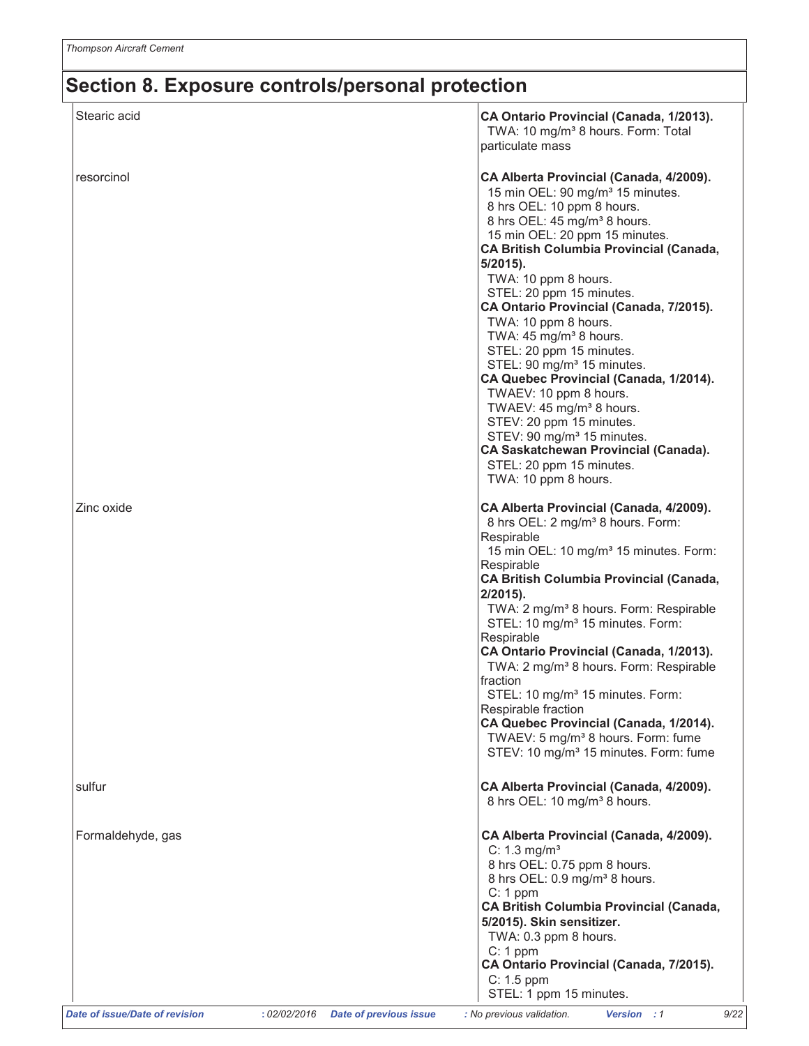## Section 8. Exposure controls/personal protection

| | |
|---|---|
| Stearic acid | **CA Ontario Provincial (Canada, 1/2013).**<br>TWA: 10 mg/m³ 8 hours. Form: Total particulate mass |
| resorcinol | **CA Alberta Provincial (Canada, 4/2009).**<br>15 min OEL: 90 mg/m³ 15 minutes.<br>8 hrs OEL: 10 ppm 8 hours.<br>8 hrs OEL: 45 mg/m³ 8 hours.<br>15 min OEL: 20 ppm 15 minutes.<br>**CA British Columbia Provincial (Canada, 5/2015).**<br>TWA: 10 ppm 8 hours.<br>STEL: 20 ppm 15 minutes.<br>**CA Ontario Provincial (Canada, 7/2015).**<br>TWA: 10 ppm 8 hours.<br>TWA: 45 mg/m³ 8 hours.<br>STEL: 20 ppm 15 minutes.<br>STEL: 90 mg/m³ 15 minutes.<br>**CA Quebec Provincial (Canada, 1/2014).**<br>TWAEV: 10 ppm 8 hours.<br>TWAEV: 45 mg/m³ 8 hours.<br>STEV: 20 ppm 15 minutes.<br>STEV: 90 mg/m³ 15 minutes.<br>**CA Saskatchewan Provincial (Canada).**<br>STEL: 20 ppm 15 minutes.<br>TWA: 10 ppm 8 hours. |
| Zinc oxide | **CA Alberta Provincial (Canada, 4/2009).**<br>8 hrs OEL: 2 mg/m³ 8 hours. Form: Respirable<br>15 min OEL: 10 mg/m³ 15 minutes. Form: Respirable<br>**CA British Columbia Provincial (Canada, 2/2015).**<br>TWA: 2 mg/m³ 8 hours. Form: Respirable<br>STEL: 10 mg/m³ 15 minutes. Form: Respirable<br>**CA Ontario Provincial (Canada, 1/2013).**<br>TWA: 2 mg/m³ 8 hours. Form: Respirable fraction<br>STEL: 10 mg/m³ 15 minutes. Form: Respirable fraction<br>**CA Quebec Provincial (Canada, 1/2014).**<br>TWAEV: 5 mg/m³ 8 hours. Form: fume<br>STEV: 10 mg/m³ 15 minutes. Form: fume |
| sulfur | **CA Alberta Provincial (Canada, 4/2009).**<br>8 hrs OEL: 10 mg/m³ 8 hours. |
| Formaldehyde, gas | **CA Alberta Provincial (Canada, 4/2009).**<br>C: 1.3 mg/m³<br>8 hrs OEL: 0.75 ppm 8 hours.<br>8 hrs OEL: 0.9 mg/m³ 8 hours.<br>C: 1 ppm<br>**CA British Columbia Provincial (Canada, 5/2015). Skin sensitizer.**<br>TWA: 0.3 ppm 8 hours.<br>C: 1 ppm<br>**CA Ontario Provincial (Canada, 7/2015).**<br>C: 1.5 ppm<br>STEL: 1 ppm 15 minutes. |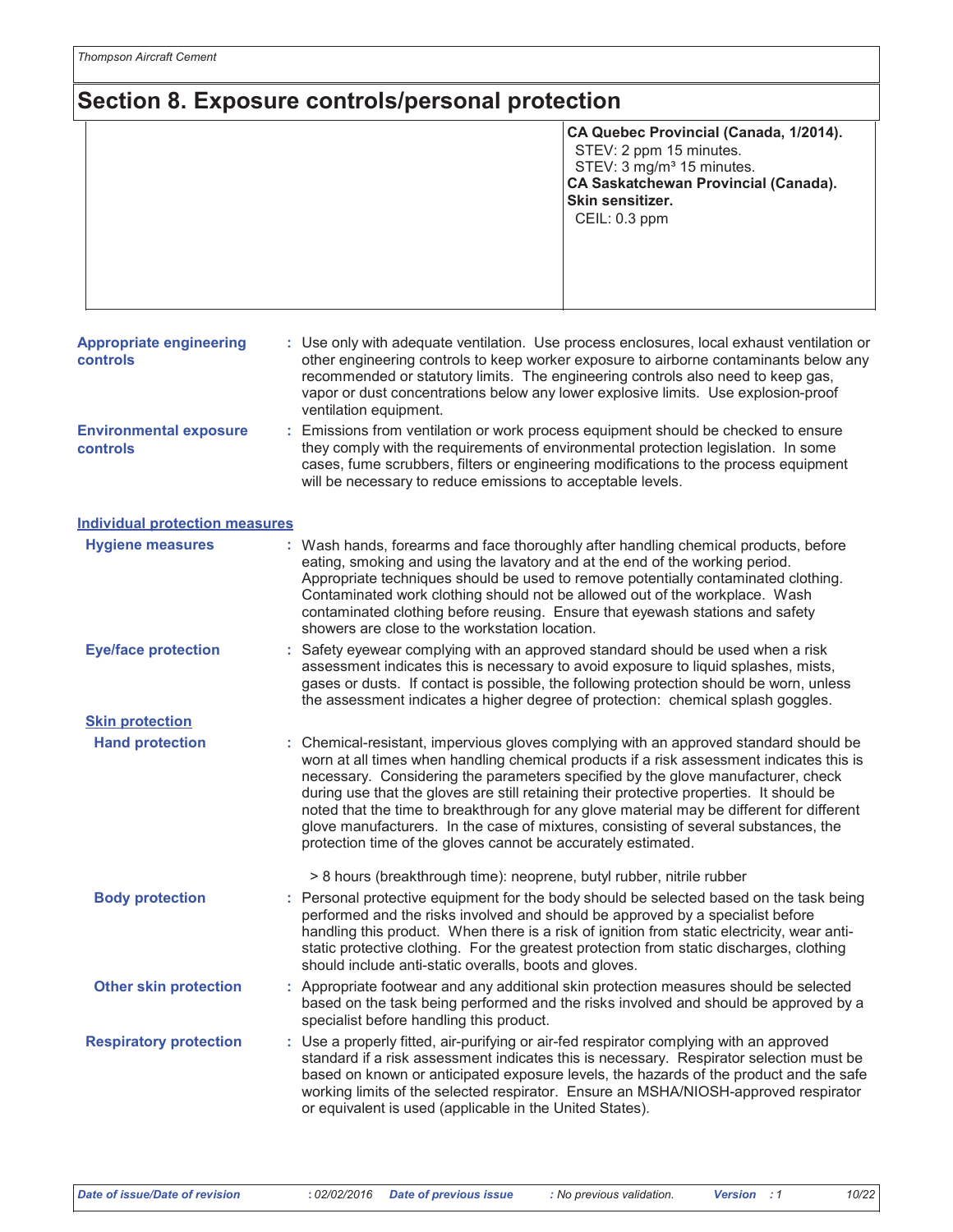# Section 8. Exposure controls/personal protection

| | |
|---|---|
| | **CA Quebec Provincial (Canada, 1/2014).**<br>STEV: 2 ppm 15 minutes.<br>STEV: 3 mg/m³ 15 minutes.<br>**CA Saskatchewan Provincial (Canada).**<br>**Skin sensitizer.**<br>CEIL: 0.3 ppm |

**Appropriate engineering controls** : Use only with adequate ventilation. Use process enclosures, local exhaust ventilation or other engineering controls to keep worker exposure to airborne contaminants below any recommended or statutory limits. The engineering controls also need to keep gas, vapor or dust concentrations below any lower explosive limits. Use explosion-proof ventilation equipment.

**Environmental exposure controls** : Emissions from ventilation or work process equipment should be checked to ensure they comply with the requirements of environmental protection legislation. In some cases, fume scrubbers, filters or engineering modifications to the process equipment will be necessary to reduce emissions to acceptable levels.

## Individual protection measures

**Hygiene measures** : Wash hands, forearms and face thoroughly after handling chemical products, before eating, smoking and using the lavatory and at the end of the working period. Appropriate techniques should be used to remove potentially contaminated clothing. Contaminated work clothing should not be allowed out of the workplace. Wash contaminated clothing before reusing. Ensure that eyewash stations and safety showers are close to the workstation location.

**Eye/face protection** : Safety eyewear complying with an approved standard should be used when a risk assessment indicates this is necessary to avoid exposure to liquid splashes, mists, gases or dusts. If contact is possible, the following protection should be worn, unless the assessment indicates a higher degree of protection: chemical splash goggles.

### Skin protection

**Hand protection** : Chemical-resistant, impervious gloves complying with an approved standard should be worn at all times when handling chemical products if a risk assessment indicates this is necessary. Considering the parameters specified by the glove manufacturer, check during use that the gloves are still retaining their protective properties. It should be noted that the time to breakthrough for any glove material may be different for different glove manufacturers. In the case of mixtures, consisting of several substances, the protection time of the gloves cannot be accurately estimated.

> 8 hours (breakthrough time): neoprene, butyl rubber, nitrile rubber

**Body protection** : Personal protective equipment for the body should be selected based on the task being performed and the risks involved and should be approved by a specialist before handling this product. When there is a risk of ignition from static electricity, wear anti-static protective clothing. For the greatest protection from static discharges, clothing should include anti-static overalls, boots and gloves.

**Other skin protection** : Appropriate footwear and any additional skin protection measures should be selected based on the task being performed and the risks involved and should be approved by a specialist before handling this product.

**Respiratory protection** : Use a properly fitted, air-purifying or air-fed respirator complying with an approved standard if a risk assessment indicates this is necessary. Respirator selection must be based on known or anticipated exposure levels, the hazards of the product and the safe working limits of the selected respirator. Ensure an MSHA/NIOSH-approved respirator or equivalent is used (applicable in the United States).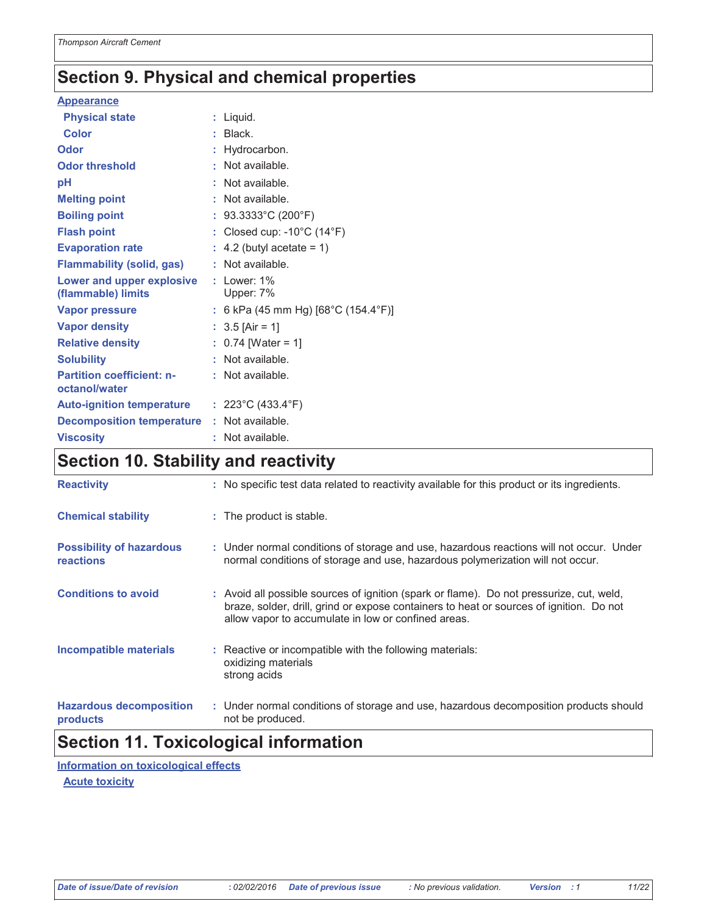## Section 9. Physical and chemical properties

**Appearance**

| | |
|---|---|
| **Physical state** | : Liquid. |
| **Color** | : Black. |
| **Odor** | : Hydrocarbon. |
| **Odor threshold** | : Not available. |
| **pH** | : Not available. |
| **Melting point** | : Not available. |
| **Boiling point** | : 93.3333°C (200°F) |
| **Flash point** | : Closed cup: -10°C (14°F) |
| **Evaporation rate** | : 4.2 (butyl acetate = 1) |
| **Flammability (solid, gas)** | : Not available. |
| **Lower and upper explosive (flammable) limits** | : Lower: 1%<br>Upper: 7% |
| **Vapor pressure** | : 6 kPa (45 mm Hg) [68°C (154.4°F)] |
| **Vapor density** | : 3.5 [Air = 1] |
| **Relative density** | : 0.74 [Water = 1] |
| **Solubility** | : Not available. |
| **Partition coefficient: n-octanol/water** | : Not available. |
| **Auto-ignition temperature** | : 223°C (433.4°F) |
| **Decomposition temperature** | : Not available. |
| **Viscosity** | : Not available. |

## Section 10. Stability and reactivity

| | |
|---|---|
| **Reactivity** | : No specific test data related to reactivity available for this product or its ingredients. |
| **Chemical stability** | : The product is stable. |
| **Possibility of hazardous reactions** | : Under normal conditions of storage and use, hazardous reactions will not occur. Under normal conditions of storage and use, hazardous polymerization will not occur. |
| **Conditions to avoid** | : Avoid all possible sources of ignition (spark or flame). Do not pressurize, cut, weld, braze, solder, drill, grind or expose containers to heat or sources of ignition. Do not allow vapor to accumulate in low or confined areas. |
| **Incompatible materials** | : Reactive or incompatible with the following materials:<br>oxidizing materials<br>strong acids |
| **Hazardous decomposition products** | : Under normal conditions of storage and use, hazardous decomposition products should not be produced. |

## Section 11. Toxicological information

**Information on toxicological effects**

**Acute toxicity**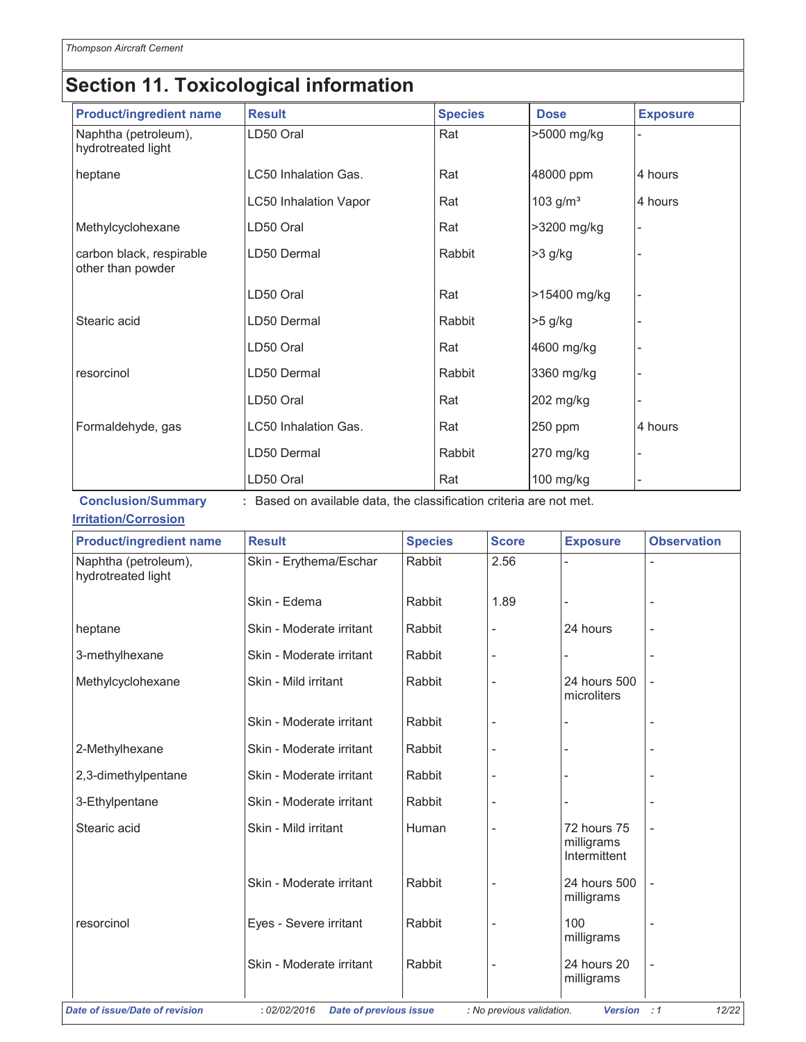# Section 11. Toxicological information

| Product/ingredient name | Result | Species | Dose | Exposure |
|---|---|---|---|---|
| Naphtha (petroleum), hydrotreated light | LD50 Oral | Rat | >5000 mg/kg | - |
| heptane | LC50 Inhalation Gas. | Rat | 48000 ppm | 4 hours |
| | LC50 Inhalation Vapor | Rat | 103 g/m³ | 4 hours |
| Methylcyclohexane | LD50 Oral | Rat | >3200 mg/kg | - |
| carbon black, respirable other than powder | LD50 Dermal | Rabbit | >3 g/kg | - |
| | LD50 Oral | Rat | >15400 mg/kg | - |
| Stearic acid | LD50 Dermal | Rabbit | >5 g/kg | - |
| | LD50 Oral | Rat | 4600 mg/kg | - |
| resorcinol | LD50 Dermal | Rabbit | 3360 mg/kg | - |
| | LD50 Oral | Rat | 202 mg/kg | - |
| Formaldehyde, gas | LC50 Inhalation Gas. | Rat | 250 ppm | 4 hours |
| | LD50 Dermal | Rabbit | 270 mg/kg | - |
| | LD50 Oral | Rat | 100 mg/kg | - |

**Conclusion/Summary** : Based on available data, the classification criteria are not met.

**Irritation/Corrosion**

| Product/ingredient name | Result | Species | Score | Exposure | Observation |
|---|---|---|---|---|---|
| Naphtha (petroleum), hydrotreated light | Skin - Erythema/Eschar | Rabbit | 2.56 | - | - |
| | Skin - Edema | Rabbit | 1.89 | - | - |
| heptane | Skin - Moderate irritant | Rabbit | - | 24 hours | - |
| 3-methylhexane | Skin - Moderate irritant | Rabbit | - | - | - |
| Methylcyclohexane | Skin - Mild irritant | Rabbit | - | 24 hours 500 microliters | - |
| | Skin - Moderate irritant | Rabbit | - | - | - |
| 2-Methylhexane | Skin - Moderate irritant | Rabbit | - | - | - |
| 2,3-dimethylpentane | Skin - Moderate irritant | Rabbit | - | - | - |
| 3-Ethylpentane | Skin - Moderate irritant | Rabbit | - | - | - |
| Stearic acid | Skin - Mild irritant | Human | - | 72 hours 75 milligrams Intermittent | - |
| | Skin - Moderate irritant | Rabbit | - | 24 hours 500 milligrams | - |
| resorcinol | Eyes - Severe irritant | Rabbit | - | 100 milligrams | - |
| | Skin - Moderate irritant | Rabbit | - | 24 hours 20 milligrams | - |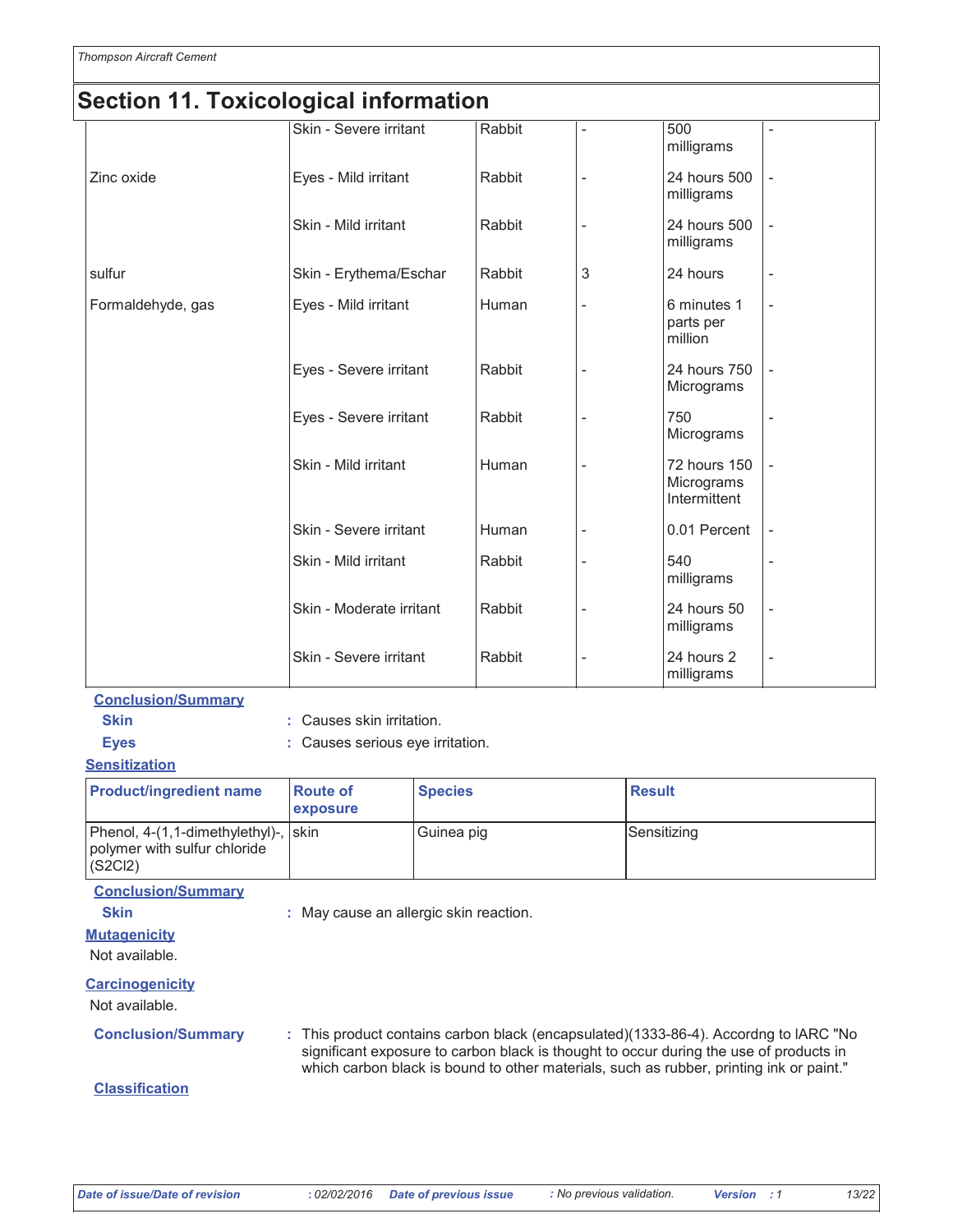## Section 11. Toxicological information

| | | | | | |
|---|---|---|---|---|---|
| | Skin - Severe irritant | Rabbit | - | 500 milligrams | - |
| Zinc oxide | Eyes - Mild irritant | Rabbit | - | 24 hours 500 milligrams | - |
| | Skin - Mild irritant | Rabbit | - | 24 hours 500 milligrams | - |
| sulfur | Skin - Erythema/Eschar | Rabbit | 3 | 24 hours | - |
| Formaldehyde, gas | Eyes - Mild irritant | Human | - | 6 minutes 1 parts per million | - |
| | Eyes - Severe irritant | Rabbit | - | 24 hours 750 Micrograms | - |
| | Eyes - Severe irritant | Rabbit | - | 750 Micrograms | - |
| | Skin - Mild irritant | Human | - | 72 hours 150 Micrograms Intermittent | - |
| | Skin - Severe irritant | Human | - | 0.01 Percent | - |
| | Skin - Mild irritant | Rabbit | - | 540 milligrams | - |
| | Skin - Moderate irritant | Rabbit | - | 24 hours 50 milligrams | - |
| | Skin - Severe irritant | Rabbit | - | 24 hours 2 milligrams | - |

**Conclusion/Summary**

**Skin** : Causes skin irritation.

**Eyes** : Causes serious eye irritation.

**Sensitization**

| Product/ingredient name | Route of exposure | Species | Result |
|---|---|---|---|
| Phenol, 4-(1,1-dimethylethyl)-, polymer with sulfur chloride ($S_2Cl_2$) | skin | Guinea pig | Sensitizing |

**Conclusion/Summary**

**Skin** : May cause an allergic skin reaction.

**Mutagenicity**

Not available.

**Carcinogenicity**

Not available.

**Conclusion/Summary** : This product contains carbon black (encapsulated)(1333-86-4). Accordng to IARC "No significant exposure to carbon black is thought to occur during the use of products in which carbon black is bound to other materials, such as rubber, printing ink or paint."

**Classification**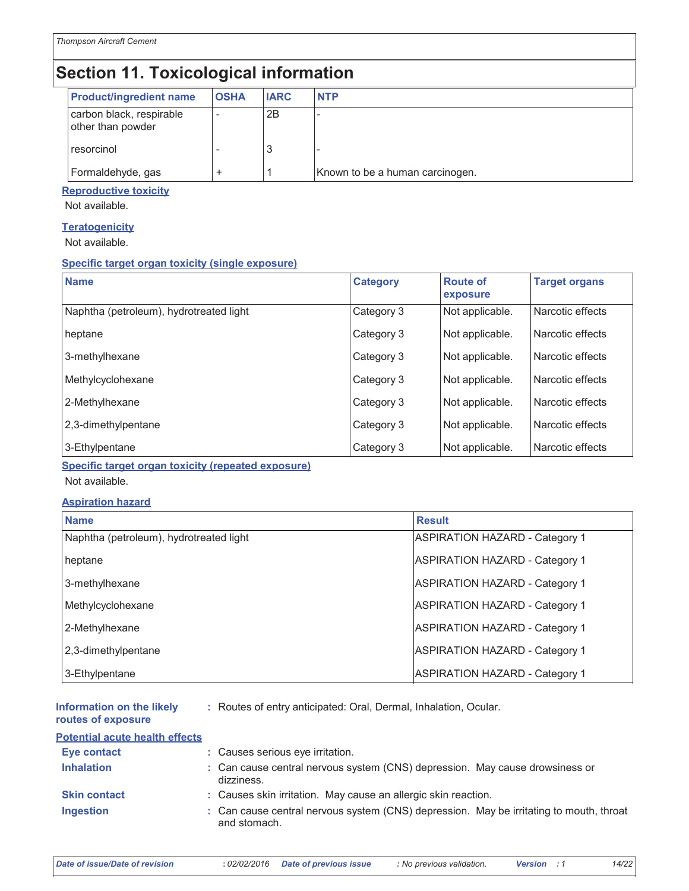## Section 11. Toxicological information

| Product/ingredient name | OSHA | IARC | NTP |
|---|---|---|---|
| carbon black, respirable other than powder | - | 2B | - |
| resorcinol | - | 3 | - |
| Formaldehyde, gas | + | 1 | Known to be a human carcinogen. |

**Reproductive toxicity**

Not available.

**Teratogenicity**

Not available.

**Specific target organ toxicity (single exposure)**

| Name | Category | Route of exposure | Target organs |
|---|---|---|---|
| Naphtha (petroleum), hydrotreated light | Category 3 | Not applicable. | Narcotic effects |
| heptane | Category 3 | Not applicable. | Narcotic effects |
| 3-methylhexane | Category 3 | Not applicable. | Narcotic effects |
| Methylcyclohexane | Category 3 | Not applicable. | Narcotic effects |
| 2-Methylhexane | Category 3 | Not applicable. | Narcotic effects |
| 2,3-dimethylpentane | Category 3 | Not applicable. | Narcotic effects |
| 3-Ethylpentane | Category 3 | Not applicable. | Narcotic effects |

**Specific target organ toxicity (repeated exposure)**

Not available.

**Aspiration hazard**

| Name | Result |
|---|---|
| Naphtha (petroleum), hydrotreated light | ASPIRATION HAZARD - Category 1 |
| heptane | ASPIRATION HAZARD - Category 1 |
| 3-methylhexane | ASPIRATION HAZARD - Category 1 |
| Methylcyclohexane | ASPIRATION HAZARD - Category 1 |
| 2-Methylhexane | ASPIRATION HAZARD - Category 1 |
| 2,3-dimethylpentane | ASPIRATION HAZARD - Category 1 |
| 3-Ethylpentane | ASPIRATION HAZARD - Category 1 |

**Information on the likely routes of exposure** : Routes of entry anticipated: Oral, Dermal, Inhalation, Ocular.

**Potential acute health effects**

**Eye contact** : Causes serious eye irritation.

**Inhalation** : Can cause central nervous system (CNS) depression. May cause drowsiness or dizziness.

**Skin contact** : Causes skin irritation. May cause an allergic skin reaction.

**Ingestion** : Can cause central nervous system (CNS) depression. May be irritating to mouth, throat and stomach.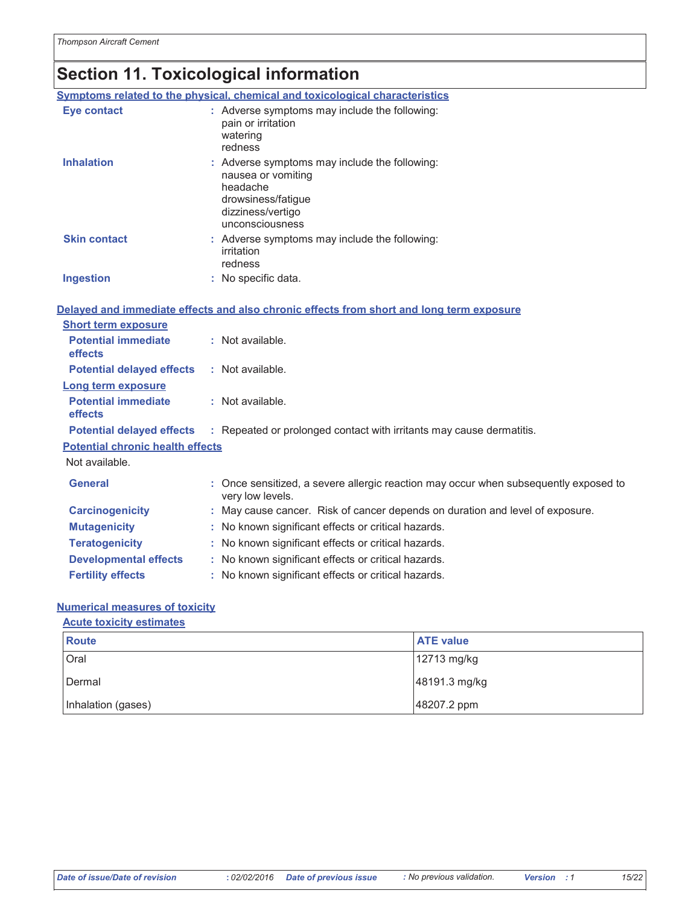# Section 11. Toxicological information

### Symptoms related to the physical, chemical and toxicological characteristics

**Eye contact** : Adverse symptoms may include the following:
pain or irritation
watering
redness

**Inhalation** : Adverse symptoms may include the following:
nausea or vomiting
headache
drowsiness/fatigue
dizziness/vertigo
unconsciousness

**Skin contact** : Adverse symptoms may include the following:
irritation
redness

**Ingestion** : No specific data.

### Delayed and immediate effects and also chronic effects from short and long term exposure

#### Short term exposure

**Potential immediate effects** : Not available.

**Potential delayed effects** : Not available.

#### Long term exposure

**Potential immediate effects** : Not available.

**Potential delayed effects** : Repeated or prolonged contact with irritants may cause dermatitis.

#### Potential chronic health effects

Not available.

**General** : Once sensitized, a severe allergic reaction may occur when subsequently exposed to very low levels.

**Carcinogenicity** : May cause cancer. Risk of cancer depends on duration and level of exposure.

**Mutagenicity** : No known significant effects or critical hazards.

**Teratogenicity** : No known significant effects or critical hazards.

**Developmental effects** : No known significant effects or critical hazards.

**Fertility effects** : No known significant effects or critical hazards.

### Numerical measures of toxicity

#### Acute toxicity estimates

| Route | ATE value |
|---|---|
| Oral | 12713 mg/kg |
| Dermal | 48191.3 mg/kg |
| Inhalation (gases) | 48207.2 ppm |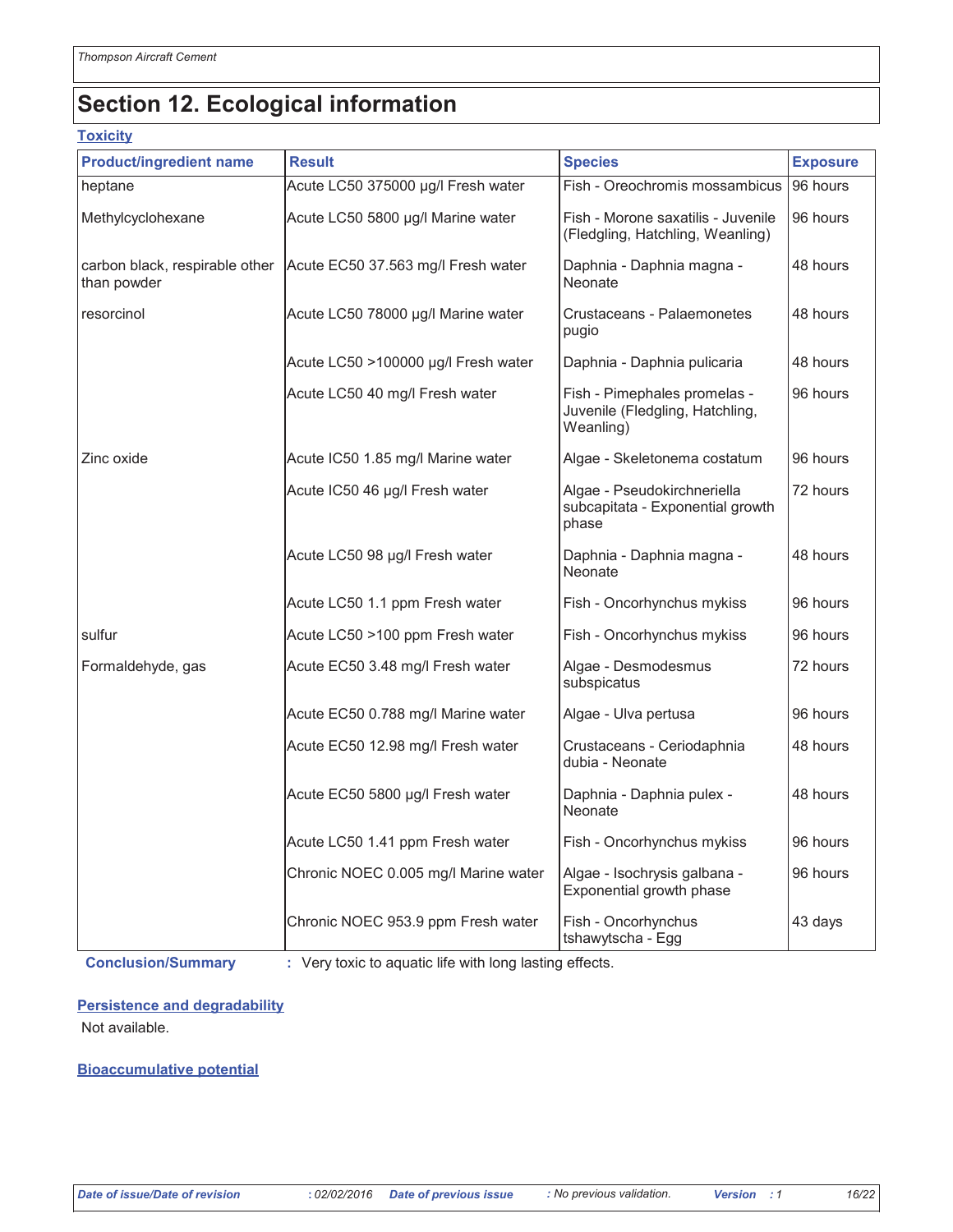# Section 12. Ecological information

### Toxicity

| Product/ingredient name | Result | Species | Exposure |
|---|---|---|---|
| heptane | Acute LC50 375000 µg/l Fresh water | Fish - Oreochromis mossambicus | 96 hours |
| Methylcyclohexane | Acute LC50 5800 µg/l Marine water | Fish - Morone saxatilis - Juvenile (Fledgling, Hatchling, Weanling) | 96 hours |
| carbon black, respirable other than powder | Acute EC50 37.563 mg/l Fresh water | Daphnia - Daphnia magna - Neonate | 48 hours |
| resorcinol | Acute LC50 78000 µg/l Marine water | Crustaceans - Palaemonetes pugio | 48 hours |
| | Acute LC50 >100000 µg/l Fresh water | Daphnia - Daphnia pulicaria | 48 hours |
| | Acute LC50 40 mg/l Fresh water | Fish - Pimephales promelas - Juvenile (Fledgling, Hatchling, Weanling) | 96 hours |
| Zinc oxide | Acute IC50 1.85 mg/l Marine water | Algae - Skeletonema costatum | 96 hours |
| | Acute IC50 46 µg/l Fresh water | Algae - Pseudokirchneriella subcapitata - Exponential growth phase | 72 hours |
| | Acute LC50 98 µg/l Fresh water | Daphnia - Daphnia magna - Neonate | 48 hours |
| | Acute LC50 1.1 ppm Fresh water | Fish - Oncorhynchus mykiss | 96 hours |
| sulfur | Acute LC50 >100 ppm Fresh water | Fish - Oncorhynchus mykiss | 96 hours |
| Formaldehyde, gas | Acute EC50 3.48 mg/l Fresh water | Algae - Desmodesmus subspicatus | 72 hours |
| | Acute EC50 0.788 mg/l Marine water | Algae - Ulva pertusa | 96 hours |
| | Acute EC50 12.98 mg/l Fresh water | Crustaceans - Ceriodaphnia dubia - Neonate | 48 hours |
| | Acute EC50 5800 µg/l Fresh water | Daphnia - Daphnia pulex - Neonate | 48 hours |
| | Acute LC50 1.41 ppm Fresh water | Fish - Oncorhynchus mykiss | 96 hours |
| | Chronic NOEC 0.005 mg/l Marine water | Algae - Isochrysis galbana - Exponential growth phase | 96 hours |
| | Chronic NOEC 953.9 ppm Fresh water | Fish - Oncorhynchus tshawytscha - Egg | 43 days |

**Conclusion/Summary** : Very toxic to aquatic life with long lasting effects.

### Persistence and degradability

Not available.

### Bioaccumulative potential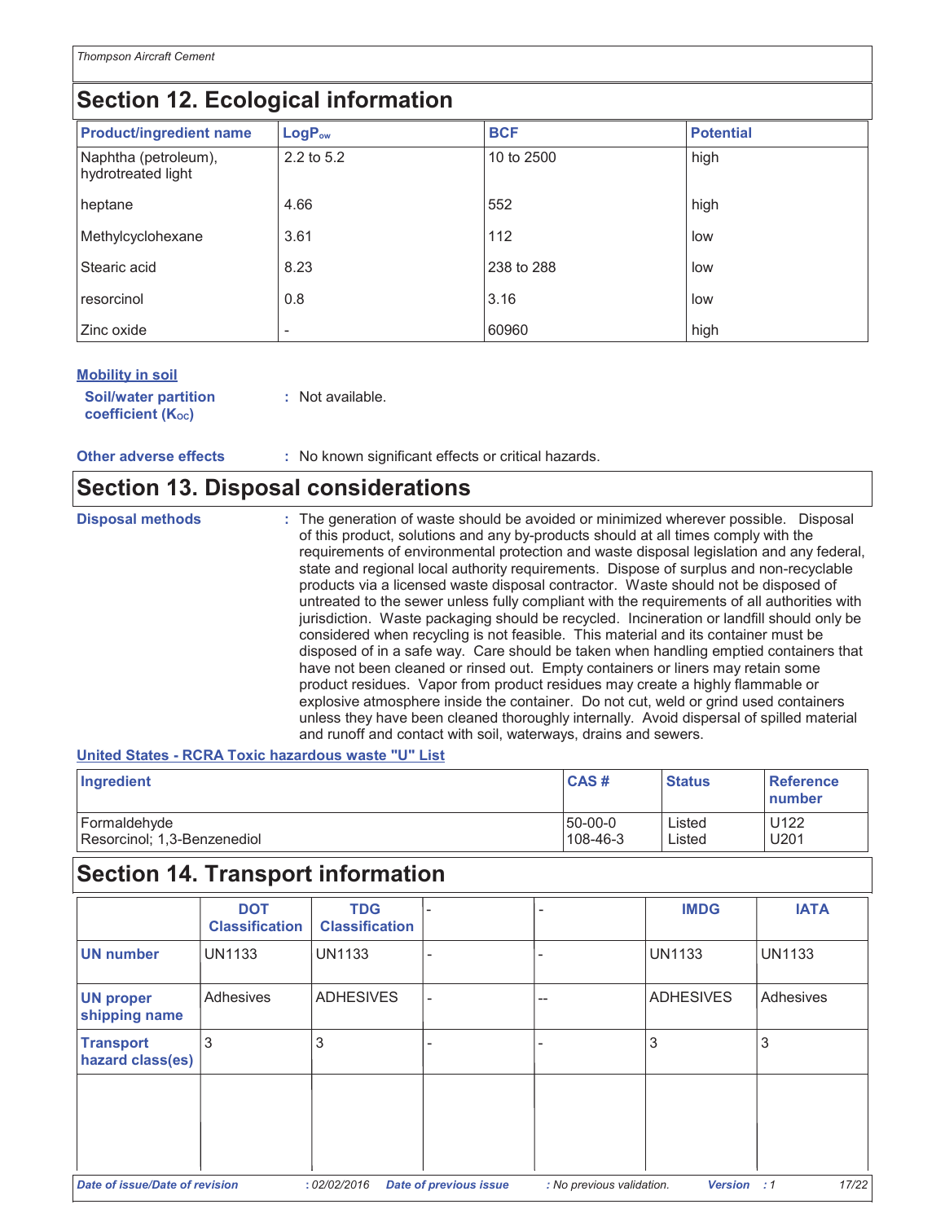## Section 12. Ecological information

| Product/ingredient name | $LogP_{ow}$ | BCF | Potential |
|---|---|---|---|
| Naphtha (petroleum), hydrotreated light | 2.2 to 5.2 | 10 to 2500 | high |
| heptane | 4.66 | 552 | high |
| Methylcyclohexane | 3.61 | 112 | low |
| Stearic acid | 8.23 | 238 to 288 | low |
| resorcinol | 0.8 | 3.16 | low |
| Zinc oxide | - | 60960 | high |

**Mobility in soil**

**Soil/water partition coefficient ($K_{OC}$)** : Not available.

**Other adverse effects** : No known significant effects or critical hazards.

## Section 13. Disposal considerations

**Disposal methods** : The generation of waste should be avoided or minimized wherever possible. Disposal of this product, solutions and any by-products should at all times comply with the requirements of environmental protection and waste disposal legislation and any federal, state and regional local authority requirements. Dispose of surplus and non-recyclable products via a licensed waste disposal contractor. Waste should not be disposed of untreated to the sewer unless fully compliant with the requirements of all authorities with jurisdiction. Waste packaging should be recycled. Incineration or landfill should only be considered when recycling is not feasible. This material and its container must be disposed of in a safe way. Care should be taken when handling emptied containers that have not been cleaned or rinsed out. Empty containers or liners may retain some product residues. Vapor from product residues may create a highly flammable or explosive atmosphere inside the container. Do not cut, weld or grind used containers unless they have been cleaned thoroughly internally. Avoid dispersal of spilled material and runoff and contact with soil, waterways, drains and sewers.

**United States - RCRA Toxic hazardous waste "U" List**

| Ingredient | CAS # | Status | Reference number |
|---|---|---|---|
| Formaldehyde | 50-00-0 | Listed | U122 |
| Resorcinol; 1,3-Benzenediol | 108-46-3 | Listed | U201 |

## Section 14. Transport information

| | DOT Classification | TDG Classification | - | - | IMDG | IATA |
|---|---|---|---|---|---|---|
| UN number | UN1133 | UN1133 | - | - | UN1133 | UN1133 |
| UN proper shipping name | Adhesives | ADHESIVES | - | -- | ADHESIVES | Adhesives |
| Transport hazard class(es) | 3 | 3 | - | - | 3 | 3 |
| | | | | | | |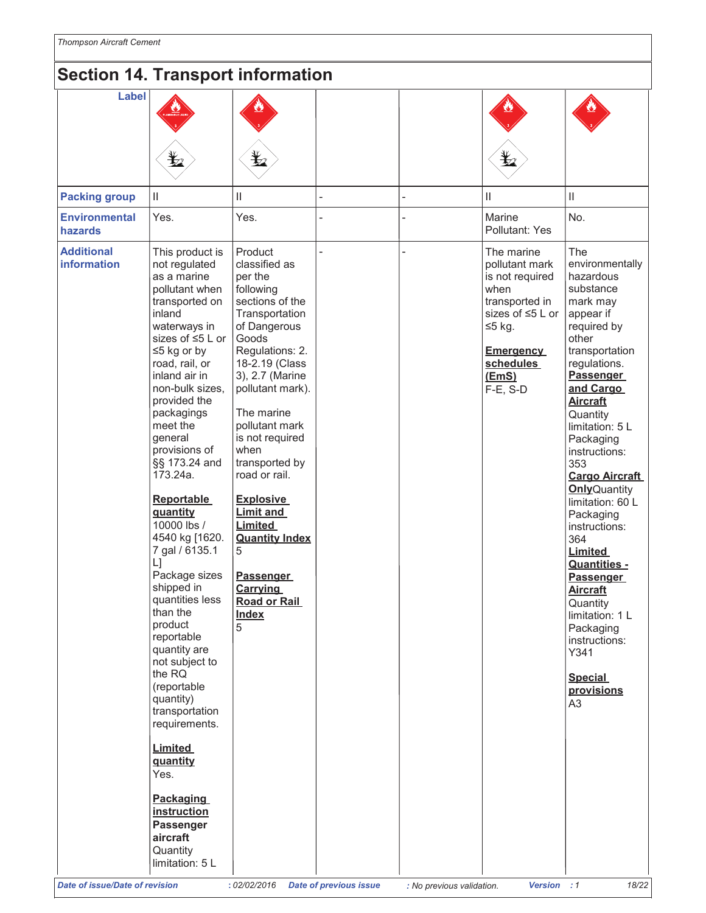## Section 14. Transport information

| Label | | | | | | |
|---|---|---|---|---|---|---|
| **Packing group** | II | II | - | - | II | II |
| **Environmental hazards** | Yes. | Yes. | - | - | Marine Pollutant: Yes | No. |
| **Additional information** | This product is not regulated as a marine pollutant when transported on inland waterways in sizes of ≤5 L or ≤5 kg or by road, rail, or inland air in non-bulk sizes, provided the packagings meet the general provisions of §§ 173.24 and 173.24a.<br><br>**Reportable quantity**<br>10000 lbs / 4540 kg [1620.7 gal / 6135.1 L]<br>Package sizes shipped in quantities less than the product reportable quantity are not subject to the RQ (reportable quantity) transportation requirements.<br><br>**Limited quantity**<br>Yes.<br><br>**Packaging instruction**<br>**Passenger aircraft**<br>Quantity limitation: 5 L | Product classified as per the following sections of the Transportation of Dangerous Goods Regulations: 2.18-2.19 (Class 3), 2.7 (Marine pollutant mark).<br><br>The marine pollutant mark is not required when transported by road or rail.<br><br>**Explosive Limit and Limited Quantity Index**<br>5<br><br>**Passenger Carrying Road or Rail Index**<br>5 | - | - | The marine pollutant mark is not required when transported in sizes of ≤5 L or ≤5 kg.<br><br>**Emergency schedules (EmS)**<br>F-E, S-D | The environmentally hazardous substance mark may appear if required by other transportation regulations.<br>**Passenger and Cargo Aircraft**<br>Quantity limitation: 5 L<br>Packaging instructions: 353<br>**Cargo Aircraft Only**<br>Quantity limitation: 60 L<br>Packaging instructions: 364<br>**Limited Quantities - Passenger Aircraft**<br>Quantity limitation: 1 L<br>Packaging instructions: Y341<br><br>**Special provisions**<br>A3 |

**Date of issue/Date of revision** : 02/02/2016 **Date of previous issue** : No previous validation. **Version** : 1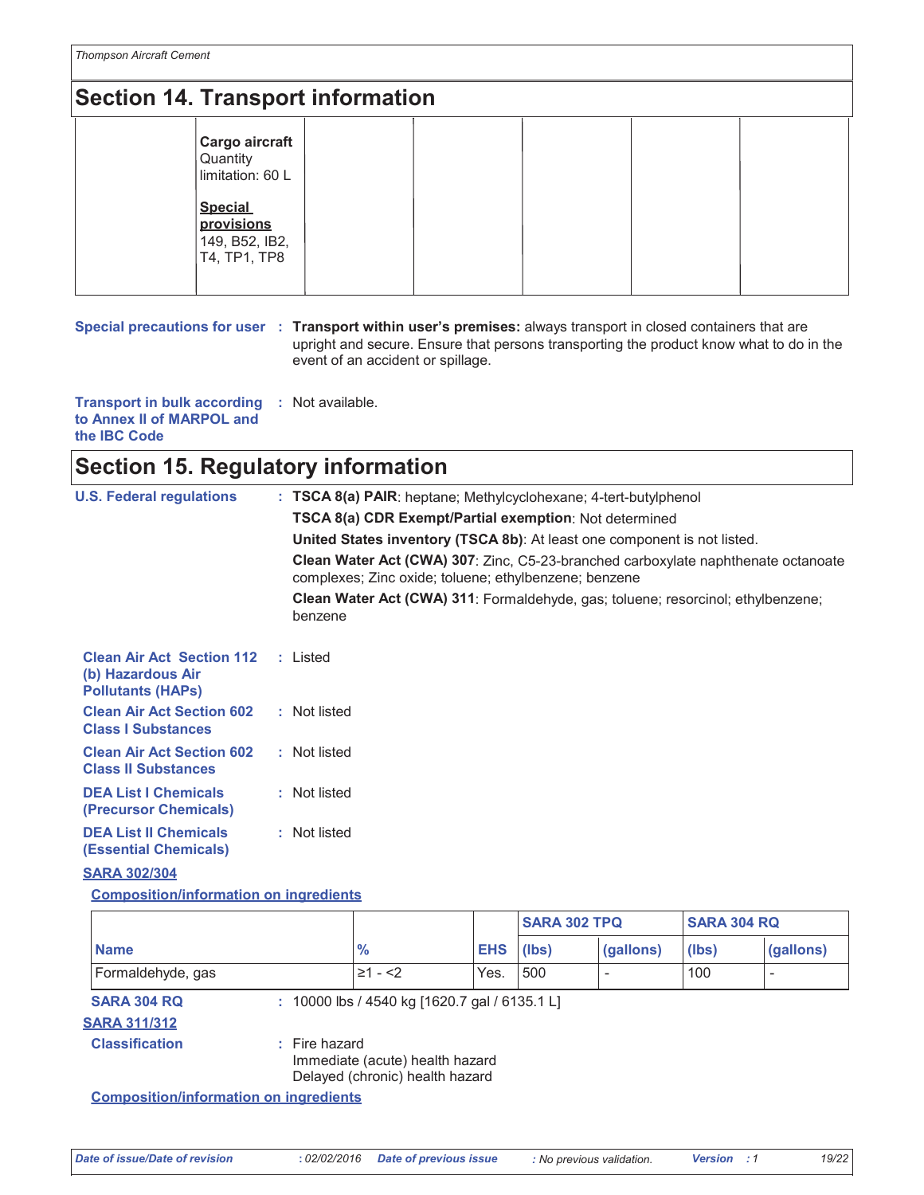## Section 14. Transport information

| | | | | | |
|---|---|---|---|---|---|
| | **Cargo aircraft** Quantity limitation: 60 L<br><br>**Special provisions** 149, B52, IB2, T4, TP1, TP8 | | | | |

**Special precautions for user** : **Transport within user's premises:** always transport in closed containers that are upright and secure. Ensure that persons transporting the product know what to do in the event of an accident or spillage.

**Transport in bulk according to Annex II of MARPOL and the IBC Code** : Not available.

## Section 15. Regulatory information

**U.S. Federal regulations** : **TSCA 8(a) PAIR**: heptane; Methylcyclohexane; 4-tert-butylphenol

**TSCA 8(a) CDR Exempt/Partial exemption**: Not determined

**United States inventory (TSCA 8b)**: At least one component is not listed.

**Clean Water Act (CWA) 307**: Zinc, C5-23-branched carboxylate naphthenate octanoate complexes; Zinc oxide; toluene; ethylbenzene; benzene

**Clean Water Act (CWA) 311**: Formaldehyde, gas; toluene; resorcinol; ethylbenzene; benzene

**Clean Air Act Section 112 (b) Hazardous Air Pollutants (HAPs)** : Listed

**Clean Air Act Section 602 Class I Substances** : Not listed

**Clean Air Act Section 602 Class II Substances** : Not listed

**DEA List I Chemicals (Precursor Chemicals)** : Not listed

**DEA List II Chemicals (Essential Chemicals)** : Not listed

**SARA 302/304**

**Composition/information on ingredients**

| | | | SARA 302 TPQ | | SARA 304 RQ | |
|---|---|---|---|---|---|---|
| **Name** | **%** | **EHS** | **(lbs)** | **(gallons)** | **(lbs)** | **(gallons)** |
| Formaldehyde, gas | ≥1 - <2 | Yes. | 500 | - | 100 | - |

**SARA 304 RQ** : 10000 lbs / 4540 kg [1620.7 gal / 6135.1 L]

**SARA 311/312**

**Classification** : Fire hazard
Immediate (acute) health hazard
Delayed (chronic) health hazard

**Composition/information on ingredients**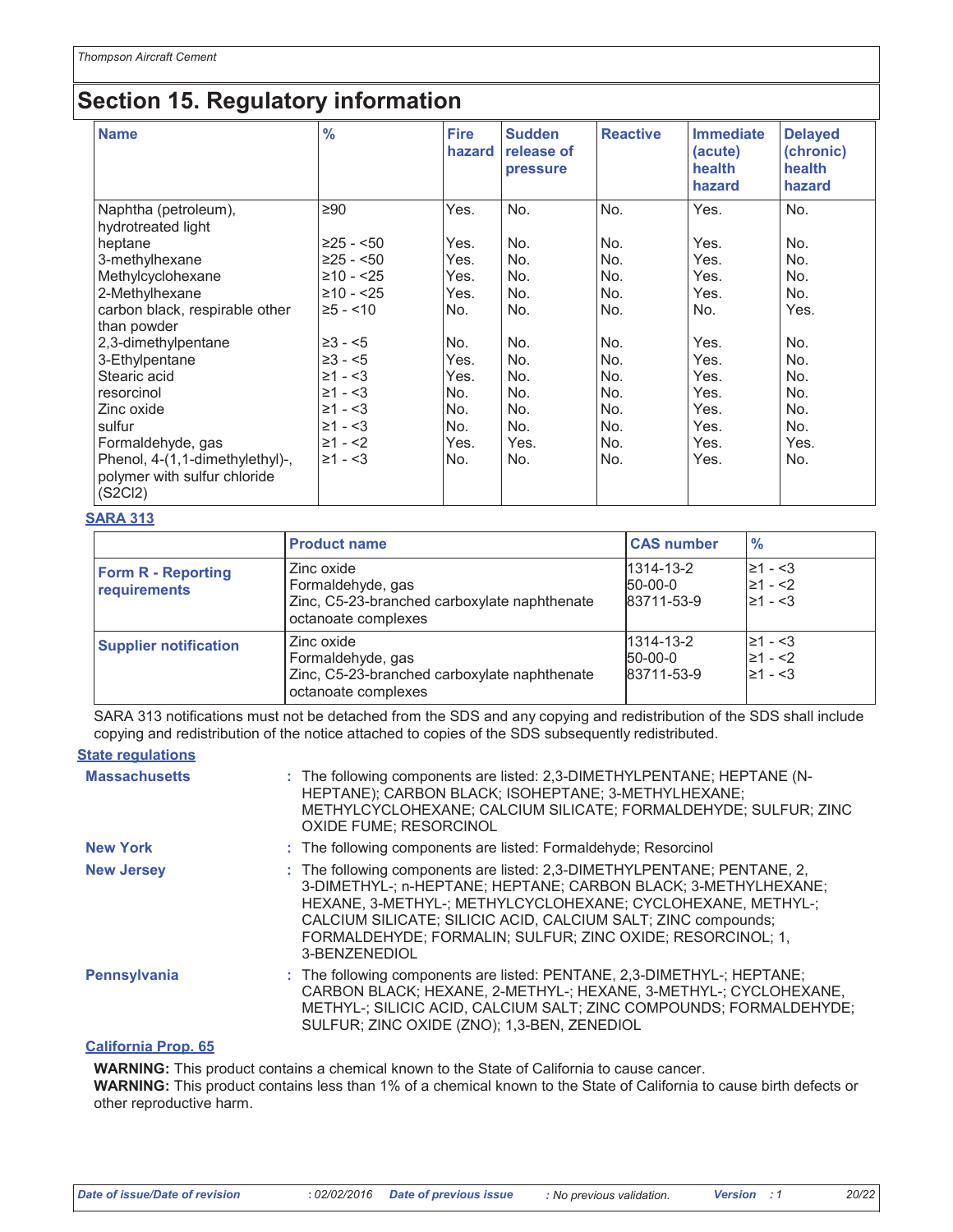## Section 15. Regulatory information

| Name | % | Fire hazard | Sudden release of pressure | Reactive | Immediate (acute) health hazard | Delayed (chronic) health hazard |
|---|---|---|---|---|---|---|
| Naphtha (petroleum), hydrotreated light | ≥90 | Yes. | No. | No. | Yes. | No. |
| heptane | ≥25 - <50 | Yes. | No. | No. | Yes. | No. |
| 3-methylhexane | ≥25 - <50 | Yes. | No. | No. | Yes. | No. |
| Methylcyclohexane | ≥10 - <25 | Yes. | No. | No. | Yes. | No. |
| 2-Methylhexane | ≥10 - <25 | Yes. | No. | No. | Yes. | No. |
| carbon black, respirable other than powder | ≥5 - <10 | No. | No. | No. | No. | Yes. |
| 2,3-dimethylpentane | ≥3 - <5 | No. | No. | No. | Yes. | No. |
| 3-Ethylpentane | ≥3 - <5 | Yes. | No. | No. | Yes. | No. |
| Stearic acid | ≥1 - <3 | Yes. | No. | No. | Yes. | No. |
| resorcinol | ≥1 - <3 | No. | No. | No. | Yes. | No. |
| Zinc oxide | ≥1 - <3 | No. | No. | No. | Yes. | No. |
| sulfur | ≥1 - <3 | No. | No. | No. | Yes. | No. |
| Formaldehyde, gas | ≥1 - <2 | Yes. | Yes. | No. | Yes. | Yes. |
| Phenol, 4-(1,1-dimethylethyl)-, polymer with sulfur chloride ($S_2Cl_2$) | ≥1 - <3 | No. | No. | No. | Yes. | No. |

**SARA 313**

| | Product name | CAS number | % |
|---|---|---|---|
| **Form R - Reporting requirements** | Zinc oxide<br>Formaldehyde, gas<br>Zinc, C5-23-branched carboxylate naphthenate octanoate complexes | 1314-13-2<br>50-00-0<br>83711-53-9 | ≥1 - <3<br>≥1 - <2<br>≥1 - <3 |
| **Supplier notification** | Zinc oxide<br>Formaldehyde, gas<br>Zinc, C5-23-branched carboxylate naphthenate octanoate complexes | 1314-13-2<br>50-00-0<br>83711-53-9 | ≥1 - <3<br>≥1 - <2<br>≥1 - <3 |

SARA 313 notifications must not be detached from the SDS and any copying and redistribution of the SDS shall include copying and redistribution of the notice attached to copies of the SDS subsequently redistributed.

**State regulations**

**Massachusetts** : The following components are listed: 2,3-DIMETHYLPENTANE; HEPTANE (N-HEPTANE); CARBON BLACK; ISOHEPTANE; 3-METHYLHEXANE; METHYLCYCLOHEXANE; CALCIUM SILICATE; FORMALDEHYDE; SULFUR; ZINC OXIDE FUME; RESORCINOL

**New York** : The following components are listed: Formaldehyde; Resorcinol

**New Jersey** : The following components are listed: 2,3-DIMETHYLPENTANE; PENTANE, 2, 3-DIMETHYL-; n-HEPTANE; HEPTANE; CARBON BLACK; 3-METHYLHEXANE; HEXANE, 3-METHYL-; METHYLCYCLOHEXANE; CYCLOHEXANE, METHYL-; CALCIUM SILICATE; SILICIC ACID, CALCIUM SALT; ZINC compounds; FORMALDEHYDE; FORMALIN; SULFUR; ZINC OXIDE; RESORCINOL; 1, 3-BENZENEDIOL

**Pennsylvania** : The following components are listed: PENTANE, 2,3-DIMETHYL-; HEPTANE; CARBON BLACK; HEXANE, 2-METHYL-; HEXANE, 3-METHYL-; CYCLOHEXANE, METHYL-; SILICIC ACID, CALCIUM SALT; ZINC COMPOUNDS; FORMALDEHYDE; SULFUR; ZINC OXIDE (ZNO); 1,3-BEN, ZENEDIOL

**California Prop. 65**

**WARNING:** This product contains a chemical known to the State of California to cause cancer.
**WARNING:** This product contains less than 1% of a chemical known to the State of California to cause birth defects or other reproductive harm.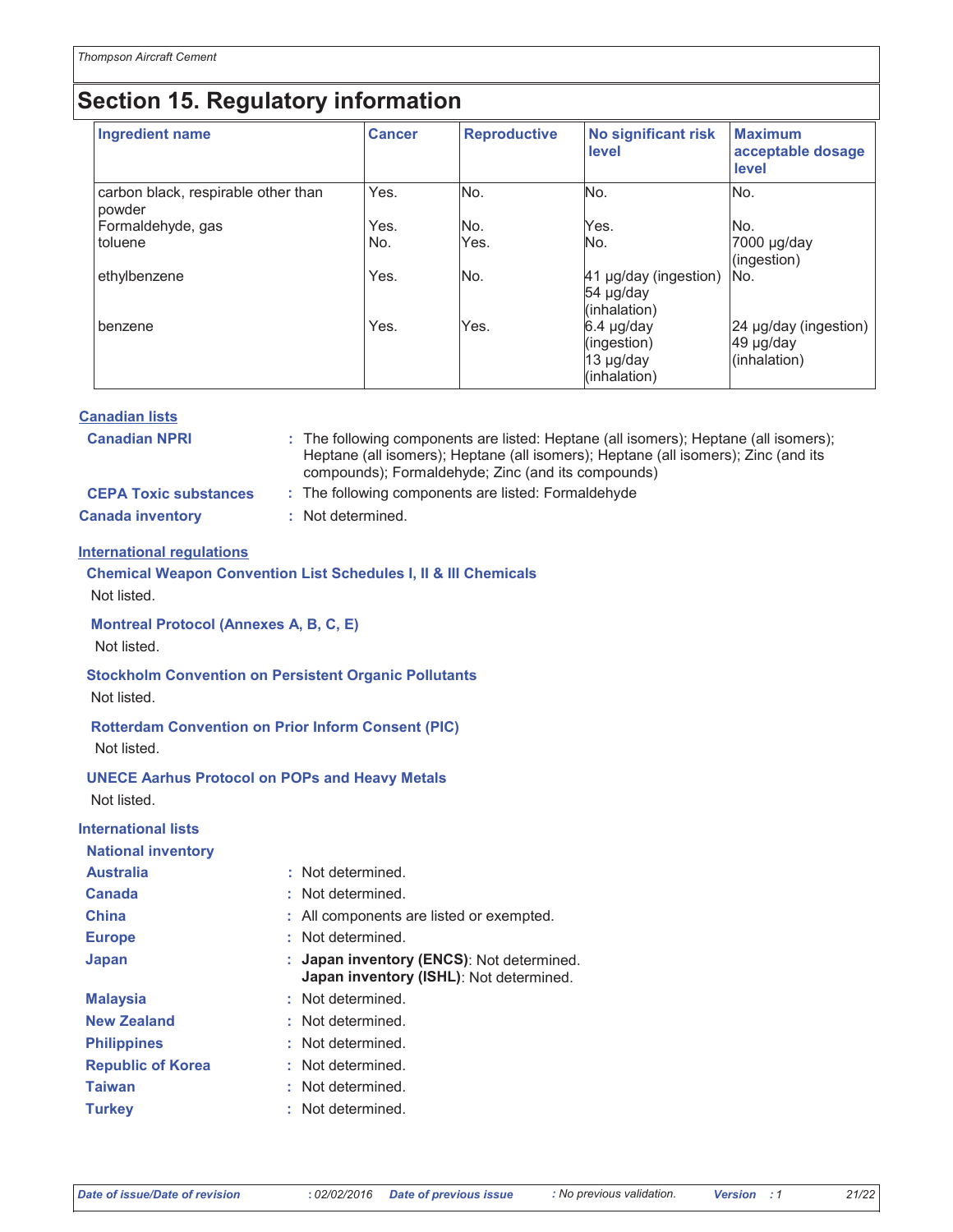## Section 15. Regulatory information

| Ingredient name | Cancer | Reproductive | No significant risk level | Maximum acceptable dosage level |
|---|---|---|---|---|
| carbon black, respirable other than powder | Yes. | No. | No. | No. |
| Formaldehyde, gas | Yes. | No. | Yes. | No. |
| toluene | No. | Yes. | No. | 7000 µg/day (ingestion) |
| ethylbenzene | Yes. | No. | 41 µg/day (ingestion) 54 µg/day (inhalation) | No. |
| benzene | Yes. | Yes. | 6.4 µg/day (ingestion) 13 µg/day (inhalation) | 24 µg/day (ingestion) 49 µg/day (inhalation) |

### Canadian lists

**Canadian NPRI** : The following components are listed: Heptane (all isomers); Heptane (all isomers); Heptane (all isomers); Heptane (all isomers); Heptane (all isomers); Zinc (and its compounds); Formaldehyde; Zinc (and its compounds)

**CEPA Toxic substances** : The following components are listed: Formaldehyde

**Canada inventory** : Not determined.

### International regulations

**Chemical Weapon Convention List Schedules I, II & III Chemicals**

Not listed.

**Montreal Protocol (Annexes A, B, C, E)**

Not listed.

**Stockholm Convention on Persistent Organic Pollutants**

Not listed.

**Rotterdam Convention on Prior Inform Consent (PIC)**

Not listed.

**UNECE Aarhus Protocol on POPs and Heavy Metals**

Not listed.

### International lists

**National inventory**

**Australia** : Not determined.

**Canada** : Not determined.

**China** : All components are listed or exempted.

**Europe** : Not determined.

**Japan** : **Japan inventory (ENCS)**: Not determined.
**Japan inventory (ISHL)**: Not determined.

**Malaysia** : Not determined.

**New Zealand** : Not determined.

**Philippines** : Not determined.

**Republic of Korea** : Not determined.

**Taiwan** : Not determined.

**Turkey** : Not determined.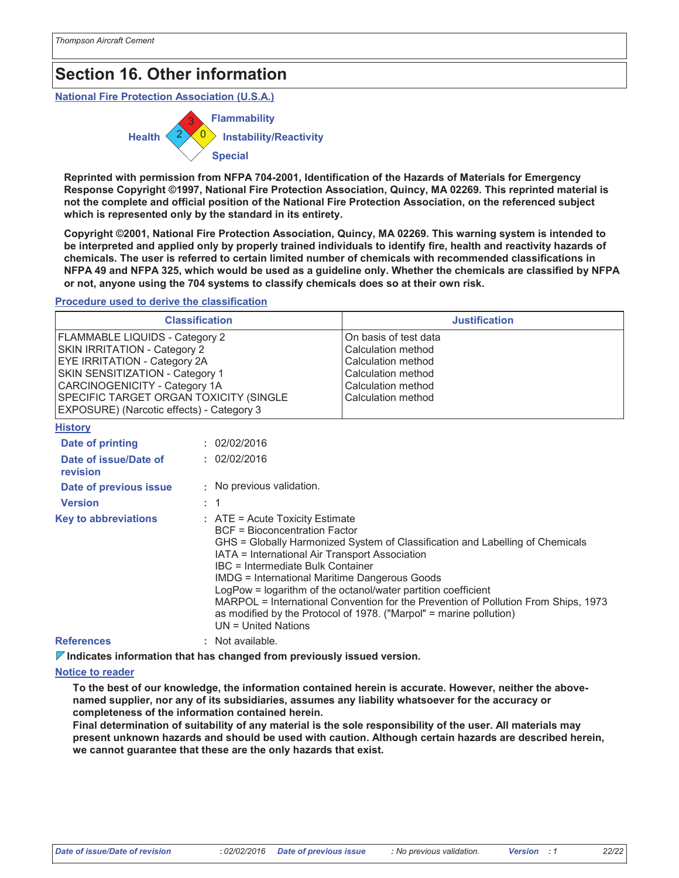# Section 16. Other information

**National Fire Protection Association (U.S.A.)**

Flammability: 3

Health: 2

Instability/Reactivity: 0

Special

**Reprinted with permission from NFPA 704-2001, Identification of the Hazards of Materials for Emergency Response Copyright ©1997, National Fire Protection Association, Quincy, MA 02269. This reprinted material is not the complete and official position of the National Fire Protection Association, on the referenced subject which is represented only by the standard in its entirety.**

**Copyright ©2001, National Fire Protection Association, Quincy, MA 02269. This warning system is intended to be interpreted and applied only by properly trained individuals to identify fire, health and reactivity hazards of chemicals. The user is referred to certain limited number of chemicals with recommended classifications in NFPA 49 and NFPA 325, which would be used as a guideline only. Whether the chemicals are classified by NFPA or not, anyone using the 704 systems to classify chemicals does so at their own risk.**

**Procedure used to derive the classification**

| Classification | Justification |
|---|---|
| FLAMMABLE LIQUIDS - Category 2 | On basis of test data |
| SKIN IRRITATION - Category 2 | Calculation method |
| EYE IRRITATION - Category 2A | Calculation method |
| SKIN SENSITIZATION - Category 1 | Calculation method |
| CARCINOGENICITY - Category 1A | Calculation method |
| SPECIFIC TARGET ORGAN TOXICITY (SINGLE EXPOSURE) (Narcotic effects) - Category 3 | Calculation method |

**History**

**Date of printing** : 02/02/2016

**Date of issue/Date of revision** : 02/02/2016

**Date of previous issue** : No previous validation.

**Version** : 1

**Key to abbreviations** : ATE = Acute Toxicity Estimate
BCF = Bioconcentration Factor
GHS = Globally Harmonized System of Classification and Labelling of Chemicals
IATA = International Air Transport Association
IBC = Intermediate Bulk Container
IMDG = International Maritime Dangerous Goods
LogPow = logarithm of the octanol/water partition coefficient
MARPOL = International Convention for the Prevention of Pollution From Ships, 1973 as modified by the Protocol of 1978. ("Marpol" = marine pollution)
UN = United Nations

**References** : Not available.

**Indicates information that has changed from previously issued version.**

**Notice to reader**

**To the best of our knowledge, the information contained herein is accurate. However, neither the above-named supplier, nor any of its subsidiaries, assumes any liability whatsoever for the accuracy or completeness of the information contained herein.**
**Final determination of suitability of any material is the sole responsibility of the user. All materials may present unknown hazards and should be used with caution. Although certain hazards are described herein, we cannot guarantee that these are the only hazards that exist.**